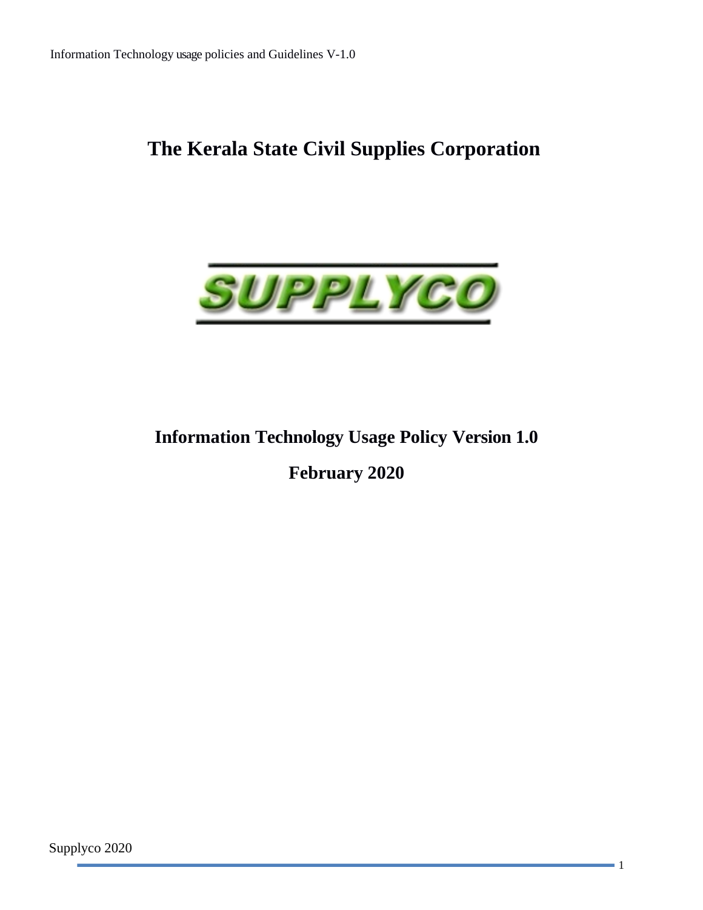# The Kerala State Civil Supplies Corporation

SUPPLYCO

## Information Technology Usage Policy Version 1.0

## February 2020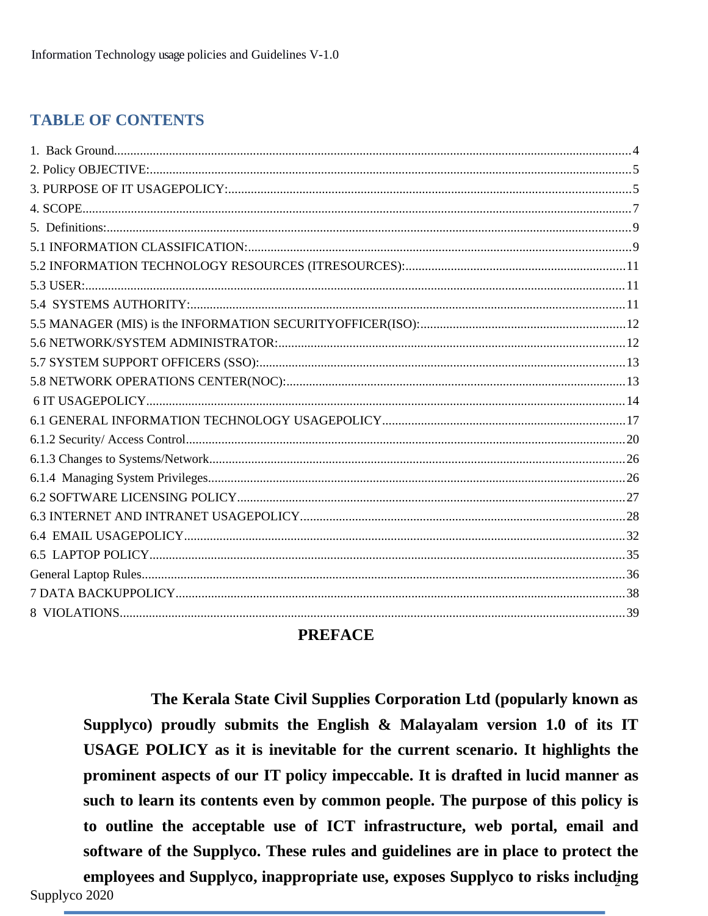## TABLE OF CONTENTS

1. Back Ground....4
2. Policy OBJECTIVE:....5
3. PURPOSE OF IT USAGEPOLICY:....5
4. SCOPE....7
5. Definitions:....9
5.1 INFORMATION CLASSIFICATION:....9
5.2 INFORMATION TECHNOLOGY RESOURCES (ITRESOURCES):....11
5.3 USER:....11
5.4 SYSTEMS AUTHORITY:....11
5.5 MANAGER (MIS) is the INFORMATION SECURITYOFFICER(ISO):....12
5.6 NETWORK/SYSTEM ADMINISTRATOR:....12
5.7 SYSTEM SUPPORT OFFICERS (SSO):....13
5.8 NETWORK OPERATIONS CENTER(NOC):....13
6 IT USAGEPOLICY....14
6.1 GENERAL INFORMATION TECHNOLOGY USAGEPOLICY....17
6.1.2 Security/ Access Control....20
6.1.3 Changes to Systems/Network....26
6.1.4 Managing System Privileges....26
6.2 SOFTWARE LICENSING POLICY....27
6.3 INTERNET AND INTRANET USAGEPOLICY....28
6.4 EMAIL USAGEPOLICY....32
6.5 LAPTOP POLICY....35
General Laptop Rules....36
7 DATA BACKUPPOLICY....38
8 VIOLATIONS....39

## PREFACE

**The Kerala State Civil Supplies Corporation Ltd (popularly known as Supplyco) proudly submits the English & Malayalam version 1.0 of its IT USAGE POLICY as it is inevitable for the current scenario. It highlights the prominent aspects of our IT policy impeccable. It is drafted in lucid manner as such to learn its contents even by common people. The purpose of this policy is to outline the acceptable use of ICT infrastructure, web portal, email and software of the Supplyco. These rules and guidelines are in place to protect the employees and Supplyco, inappropriate use, exposes Supplyco to risks including**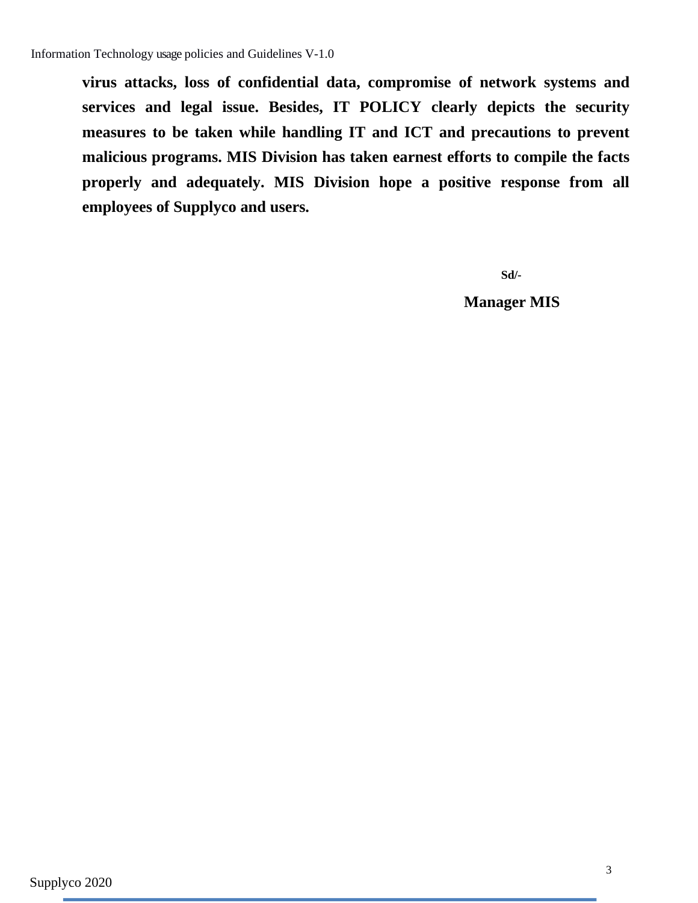**virus attacks, loss of confidential data, compromise of network systems and services and legal issue. Besides, IT POLICY clearly depicts the security measures to be taken while handling IT and ICT and precautions to prevent malicious programs. MIS Division has taken earnest efforts to compile the facts properly and adequately. MIS Division hope a positive response from all employees of Supplyco and users.**

**Sd/-**

**Manager MIS**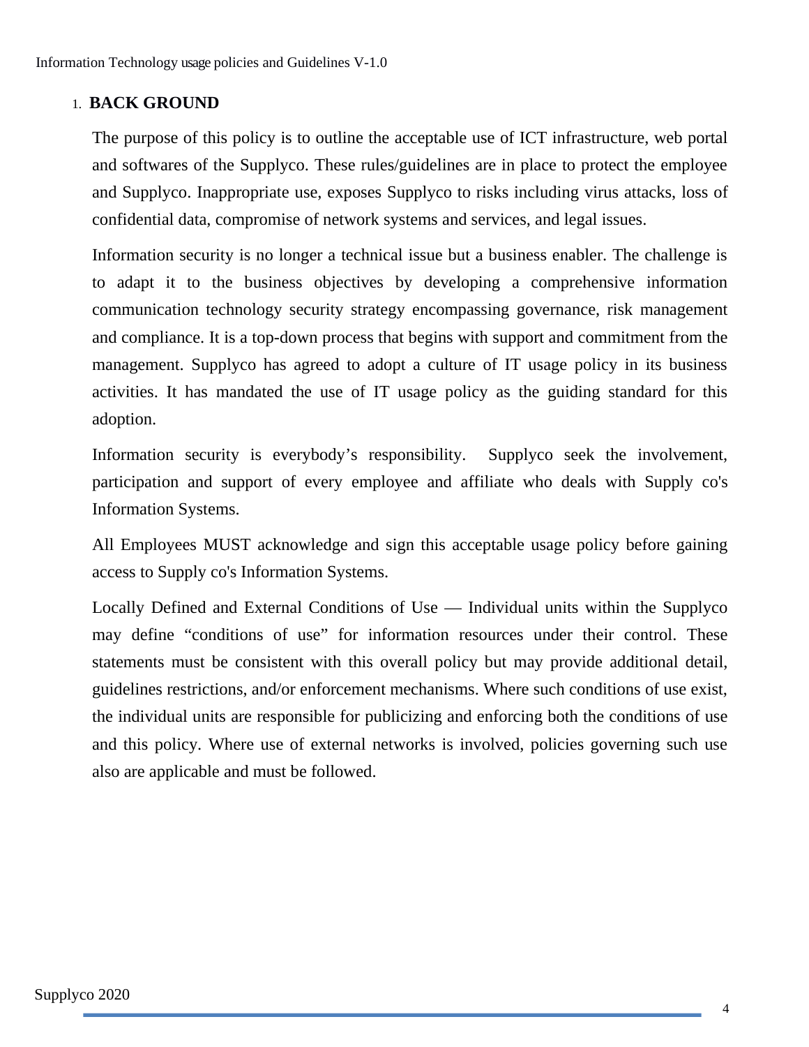## 1. BACK GROUND

The purpose of this policy is to outline the acceptable use of ICT infrastructure, web portal and softwares of the Supplyco. These rules/guidelines are in place to protect the employee and Supplyco. Inappropriate use, exposes Supplyco to risks including virus attacks, loss of confidential data, compromise of network systems and services, and legal issues.

Information security is no longer a technical issue but a business enabler. The challenge is to adapt it to the business objectives by developing a comprehensive information communication technology security strategy encompassing governance, risk management and compliance. It is a top-down process that begins with support and commitment from the management. Supplyco has agreed to adopt a culture of IT usage policy in its business activities. It has mandated the use of IT usage policy as the guiding standard for this adoption.

Information security is everybody's responsibility. Supplyco seek the involvement, participation and support of every employee and affiliate who deals with Supply co's Information Systems.

All Employees MUST acknowledge and sign this acceptable usage policy before gaining access to Supply co's Information Systems.

Locally Defined and External Conditions of Use — Individual units within the Supplyco may define "conditions of use" for information resources under their control. These statements must be consistent with this overall policy but may provide additional detail, guidelines restrictions, and/or enforcement mechanisms. Where such conditions of use exist, the individual units are responsible for publicizing and enforcing both the conditions of use and this policy. Where use of external networks is involved, policies governing such use also are applicable and must be followed.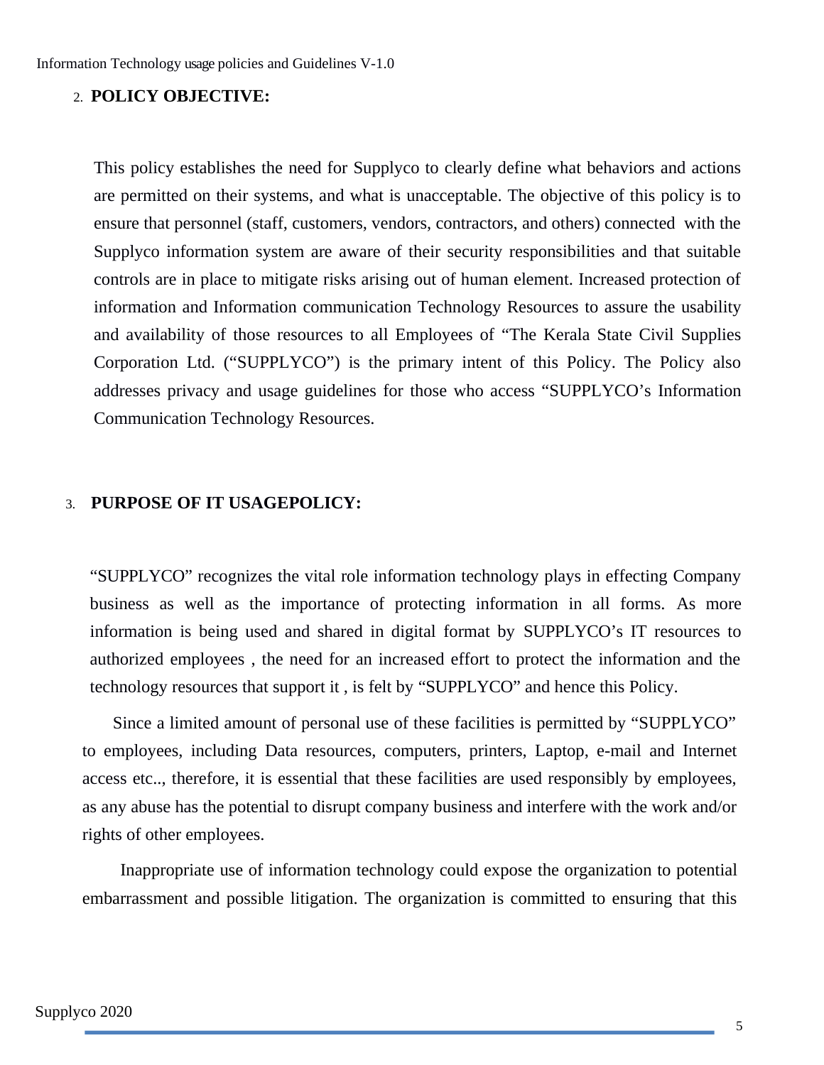## 2. POLICY OBJECTIVE:

This policy establishes the need for Supplyco to clearly define what behaviors and actions are permitted on their systems, and what is unacceptable. The objective of this policy is to ensure that personnel (staff, customers, vendors, contractors, and others) connected with the Supplyco information system are aware of their security responsibilities and that suitable controls are in place to mitigate risks arising out of human element. Increased protection of information and Information communication Technology Resources to assure the usability and availability of those resources to all Employees of "The Kerala State Civil Supplies Corporation Ltd. ("SUPPLYCO") is the primary intent of this Policy. The Policy also addresses privacy and usage guidelines for those who access "SUPPLYCO's Information Communication Technology Resources.

## 3. PURPOSE OF IT USAGEPOLICY:

"SUPPLYCO" recognizes the vital role information technology plays in effecting Company business as well as the importance of protecting information in all forms. As more information is being used and shared in digital format by SUPPLYCO's IT resources to authorized employees , the need for an increased effort to protect the information and the technology resources that support it , is felt by "SUPPLYCO" and hence this Policy.

Since a limited amount of personal use of these facilities is permitted by "SUPPLYCO" to employees, including Data resources, computers, printers, Laptop, e-mail and Internet access etc.., therefore, it is essential that these facilities are used responsibly by employees, as any abuse has the potential to disrupt company business and interfere with the work and/or rights of other employees.

Inappropriate use of information technology could expose the organization to potential embarrassment and possible litigation. The organization is committed to ensuring that this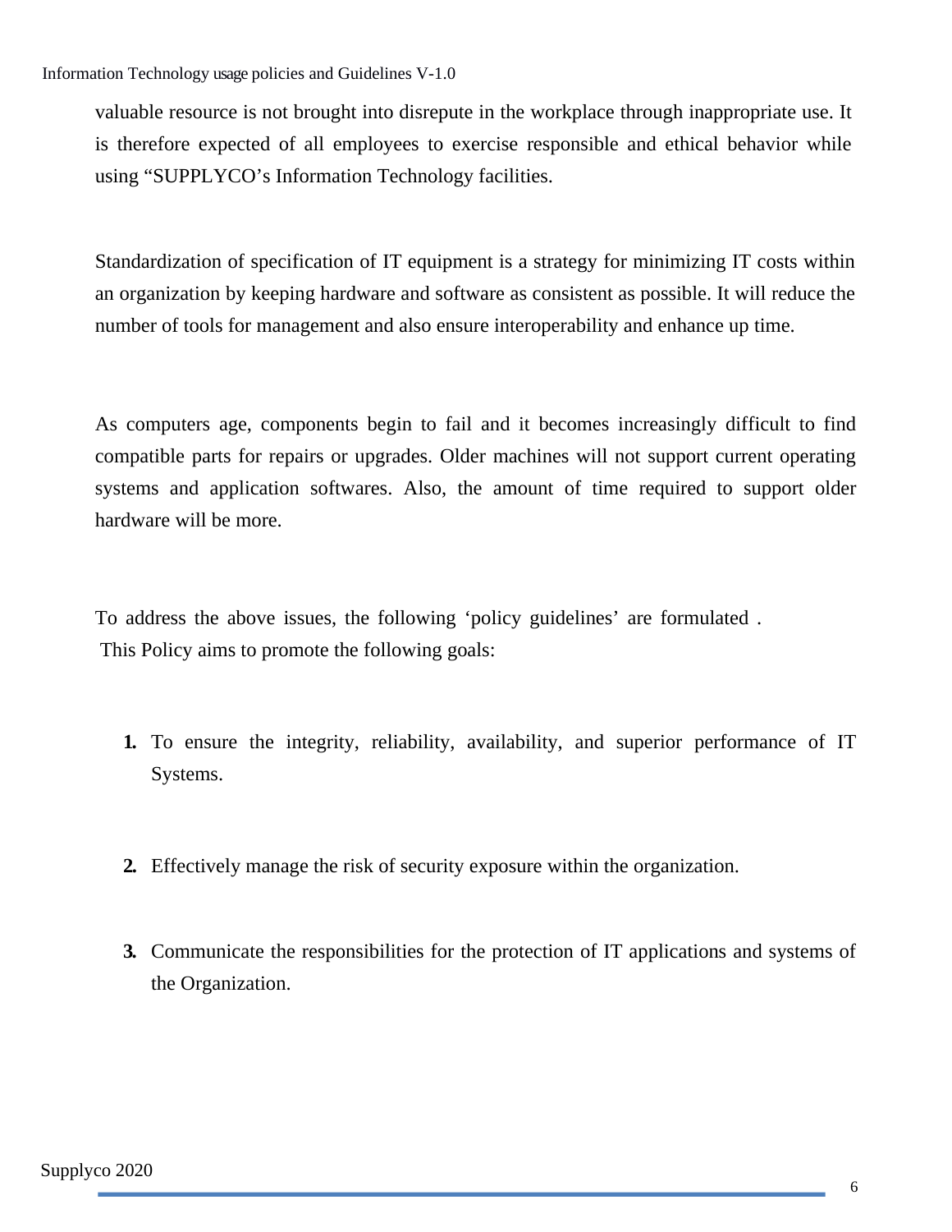valuable resource is not brought into disrepute in the workplace through inappropriate use. It is therefore expected of all employees to exercise responsible and ethical behavior while using "SUPPLYCO's Information Technology facilities.

Standardization of specification of IT equipment is a strategy for minimizing IT costs within an organization by keeping hardware and software as consistent as possible. It will reduce the number of tools for management and also ensure interoperability and enhance up time.

As computers age, components begin to fail and it becomes increasingly difficult to find compatible parts for repairs or upgrades. Older machines will not support current operating systems and application softwares. Also, the amount of time required to support older hardware will be more.

To address the above issues, the following 'policy guidelines' are formulated .
This Policy aims to promote the following goals:

1. To ensure the integrity, reliability, availability, and superior performance of IT Systems.

2. Effectively manage the risk of security exposure within the organization.

3. Communicate the responsibilities for the protection of IT applications and systems of the Organization.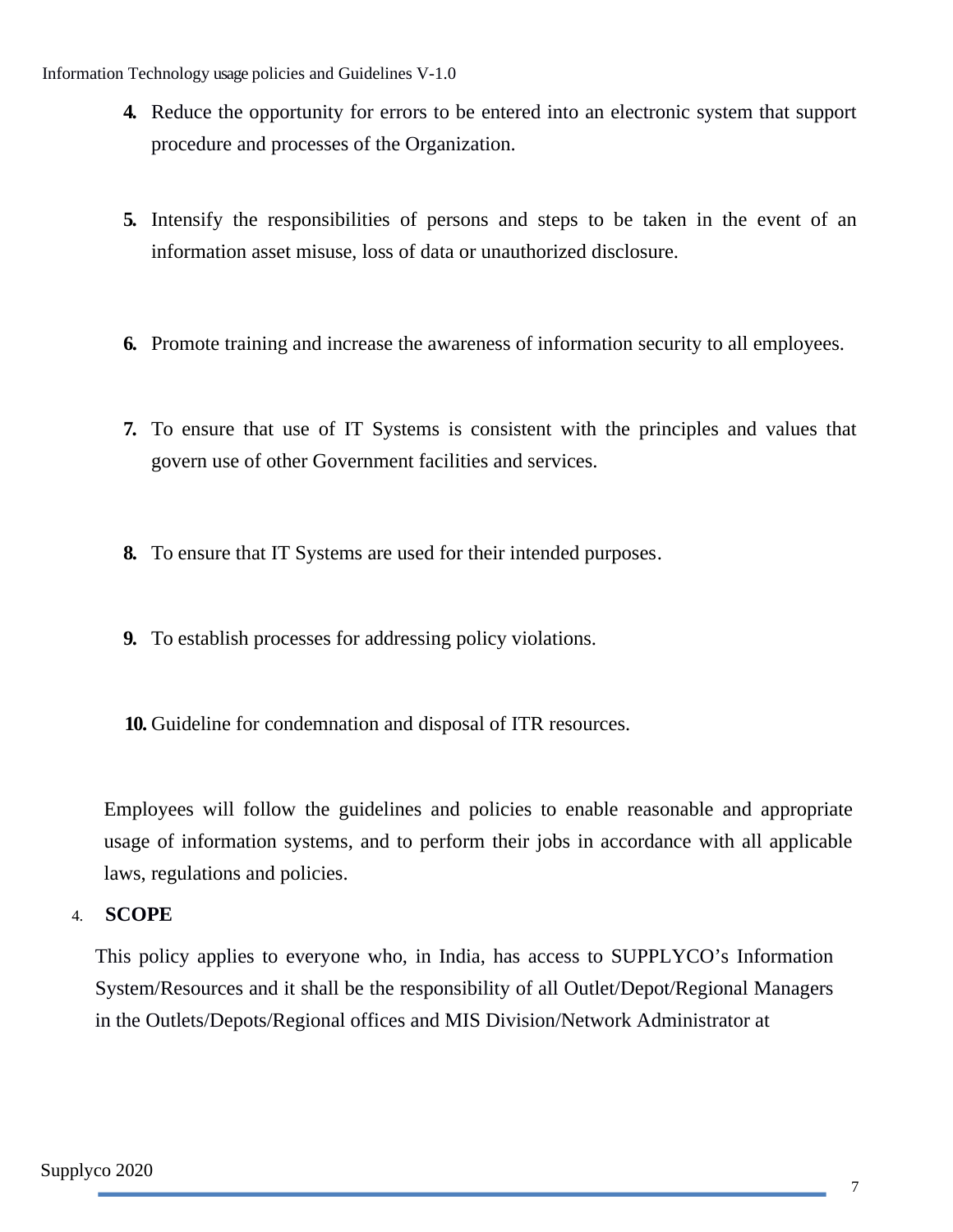4. Reduce the opportunity for errors to be entered into an electronic system that support procedure and processes of the Organization.

5. Intensify the responsibilities of persons and steps to be taken in the event of an information asset misuse, loss of data or unauthorized disclosure.

6. Promote training and increase the awareness of information security to all employees.

7. To ensure that use of IT Systems is consistent with the principles and values that govern use of other Government facilities and services.

8. To ensure that IT Systems are used for their intended purposes.

9. To establish processes for addressing policy violations.

10. Guideline for condemnation and disposal of ITR resources.

Employees will follow the guidelines and policies to enable reasonable and appropriate usage of information systems, and to perform their jobs in accordance with all applicable laws, regulations and policies.

## 4. SCOPE

This policy applies to everyone who, in India, has access to SUPPLYCO's Information System/Resources and it shall be the responsibility of all Outlet/Depot/Regional Managers in the Outlets/Depots/Regional offices and MIS Division/Network Administrator at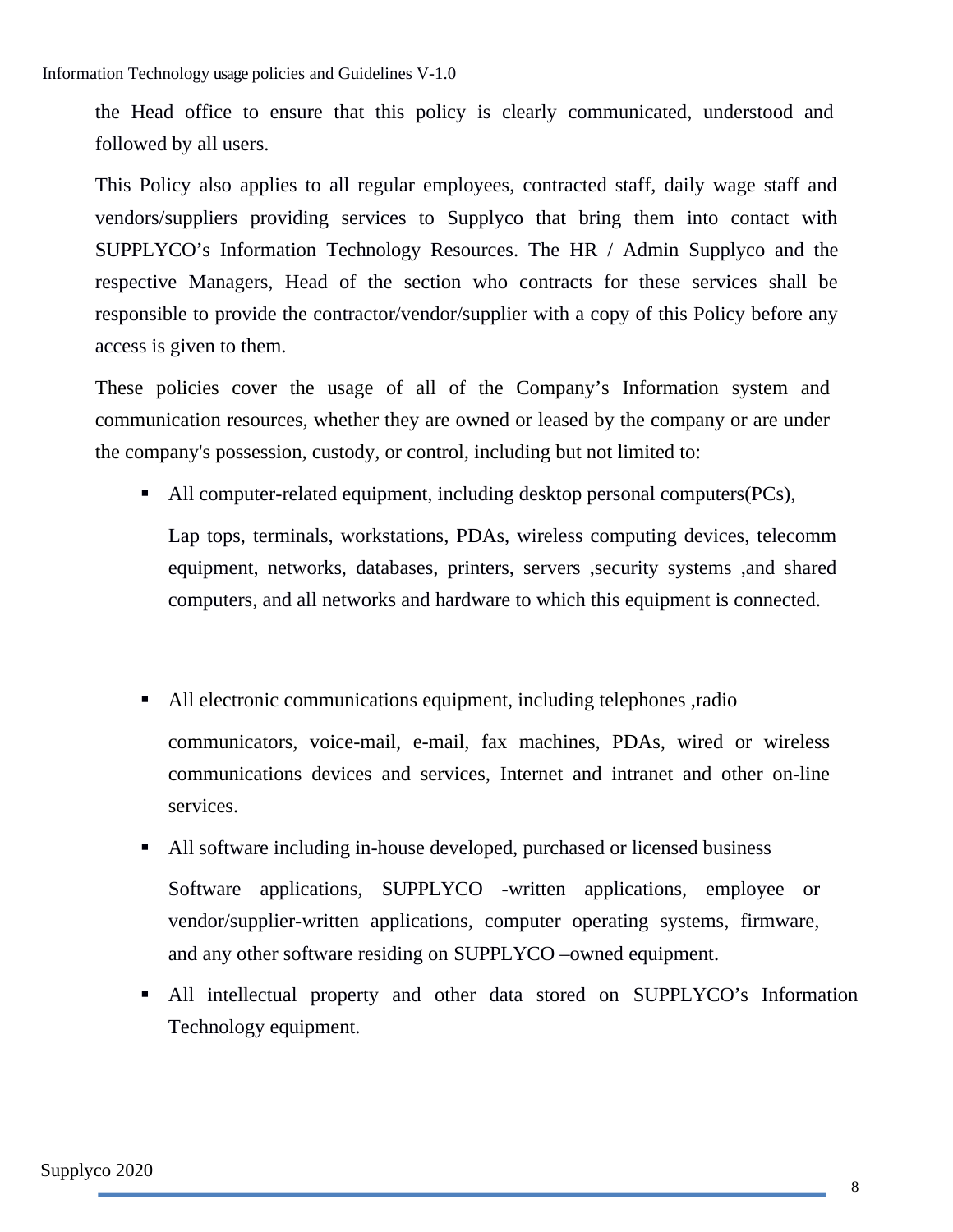the Head office to ensure that this policy is clearly communicated, understood and followed by all users.

This Policy also applies to all regular employees, contracted staff, daily wage staff and vendors/suppliers providing services to Supplyco that bring them into contact with SUPPLYCO's Information Technology Resources. The HR / Admin Supplyco and the respective Managers, Head of the section who contracts for these services shall be responsible to provide the contractor/vendor/supplier with a copy of this Policy before any access is given to them.

These policies cover the usage of all of the Company's Information system and communication resources, whether they are owned or leased by the company or are under the company's possession, custody, or control, including but not limited to:

- All computer-related equipment, including desktop personal computers(PCs),

  Lap tops, terminals, workstations, PDAs, wireless computing devices, telecomm equipment, networks, databases, printers, servers ,security systems ,and shared computers, and all networks and hardware to which this equipment is connected.

- All electronic communications equipment, including telephones ,radio

  communicators, voice-mail, e-mail, fax machines, PDAs, wired or wireless communications devices and services, Internet and intranet and other on-line services.

- All software including in-house developed, purchased or licensed business

  Software applications, SUPPLYCO -written applications, employee or vendor/supplier-written applications, computer operating systems, firmware, and any other software residing on SUPPLYCO –owned equipment.

- All intellectual property and other data stored on SUPPLYCO's Information Technology equipment.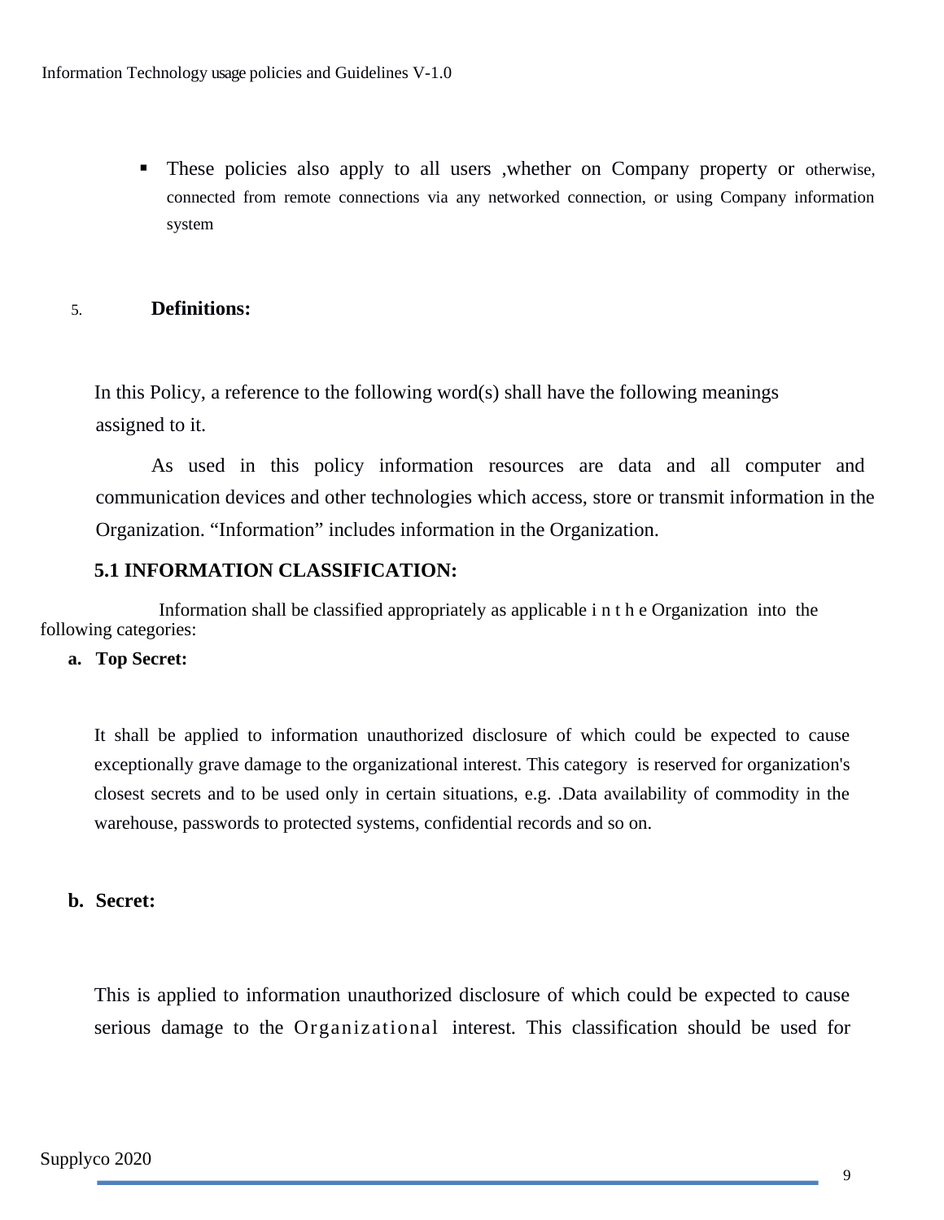- These policies also apply to all users ,whether on Company property or otherwise, connected from remote connections via any networked connection, or using Company information system

## 5. Definitions:

In this Policy, a reference to the following word(s) shall have the following meanings assigned to it.

As used in this policy information resources are data and all computer and communication devices and other technologies which access, store or transmit information in the Organization. “Information” includes information in the Organization.

### 5.1 INFORMATION CLASSIFICATION:

Information shall be classified appropriately as applicable in the Organization into the following categories:

**a. Top Secret:**

It shall be applied to information unauthorized disclosure of which could be expected to cause exceptionally grave damage to the organizational interest. This category is reserved for organization's closest secrets and to be used only in certain situations, e.g. .Data availability of commodity in the warehouse, passwords to protected systems, confidential records and so on.

**b. Secret:**

This is applied to information unauthorized disclosure of which could be expected to cause serious damage to the Organizational interest. This classification should be used for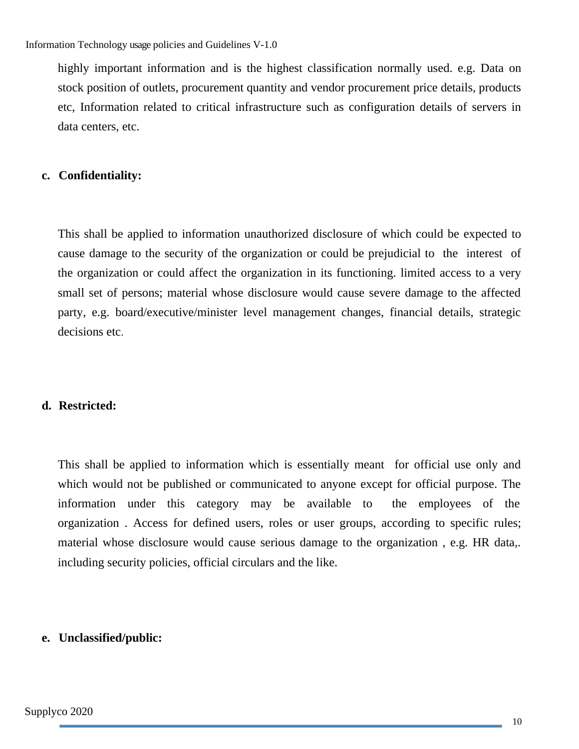highly important information and is the highest classification normally used. e.g. Data on stock position of outlets, procurement quantity and vendor procurement price details, products etc, Information related to critical infrastructure such as configuration details of servers in data centers, etc.

**c. Confidentiality:**

This shall be applied to information unauthorized disclosure of which could be expected to cause damage to the security of the organization or could be prejudicial to the interest of the organization or could affect the organization in its functioning. limited access to a very small set of persons; material whose disclosure would cause severe damage to the affected party, e.g. board/executive/minister level management changes, financial details, strategic decisions etc.

**d. Restricted:**

This shall be applied to information which is essentially meant for official use only and which would not be published or communicated to anyone except for official purpose. The information under this category may be available to the employees of the organization . Access for defined users, roles or user groups, according to specific rules; material whose disclosure would cause serious damage to the organization , e.g. HR data,. including security policies, official circulars and the like.

**e. Unclassified/public:**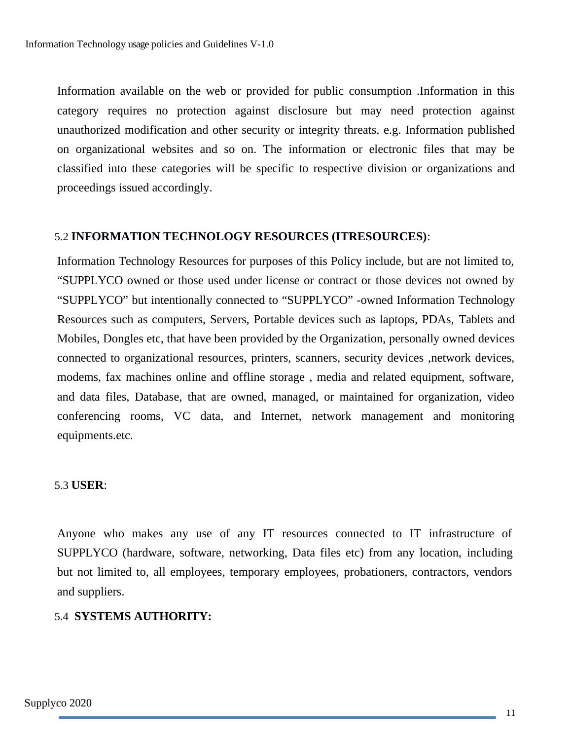Information available on the web or provided for public consumption .Information in this category requires no protection against disclosure but may need protection against unauthorized modification and other security or integrity threats. e.g. Information published on organizational websites and so on. The information or electronic files that may be classified into these categories will be specific to respective division or organizations and proceedings issued accordingly.

### 5.2 **INFORMATION TECHNOLOGY RESOURCES (ITRESOURCES)**:

Information Technology Resources for purposes of this Policy include, but are not limited to, "SUPPLYCO owned or those used under license or contract or those devices not owned by "SUPPLYCO" but intentionally connected to "SUPPLYCO" -owned Information Technology Resources such as computers, Servers, Portable devices such as laptops, PDAs, Tablets and Mobiles, Dongles etc, that have been provided by the Organization, personally owned devices connected to organizational resources, printers, scanners, security devices ,network devices, modems, fax machines online and offline storage , media and related equipment, software, and data files, Database, that are owned, managed, or maintained for organization, video conferencing rooms, VC data, and Internet, network management and monitoring equipments.etc.

### 5.3 **USER**:

Anyone who makes any use of any IT resources connected to IT infrastructure of SUPPLYCO (hardware, software, networking, Data files etc) from any location, including but not limited to, all employees, temporary employees, probationers, contractors, vendors and suppliers.

### 5.4 **SYSTEMS AUTHORITY:**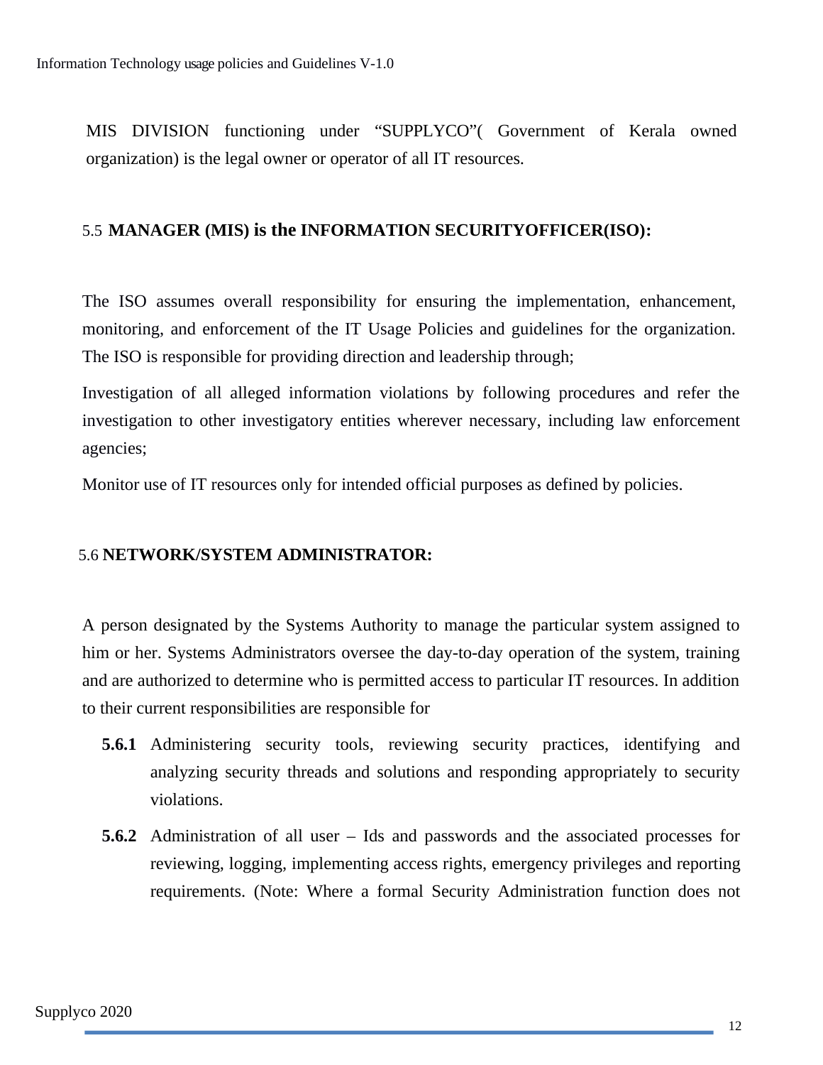MIS DIVISION functioning under “SUPPLYCO”( Government of Kerala owned organization) is the legal owner or operator of all IT resources.

### 5.5 MANAGER (MIS) is the INFORMATION SECURITYOFFICER(ISO):

The ISO assumes overall responsibility for ensuring the implementation, enhancement, monitoring, and enforcement of the IT Usage Policies and guidelines for the organization. The ISO is responsible for providing direction and leadership through;

Investigation of all alleged information violations by following procedures and refer the investigation to other investigatory entities wherever necessary, including law enforcement agencies;

Monitor use of IT resources only for intended official purposes as defined by policies.

### 5.6 NETWORK/SYSTEM ADMINISTRATOR:

A person designated by the Systems Authority to manage the particular system assigned to him or her. Systems Administrators oversee the day-to-day operation of the system, training and are authorized to determine who is permitted access to particular IT resources. In addition to their current responsibilities are responsible for

- **5.6.1** Administering security tools, reviewing security practices, identifying and analyzing security threads and solutions and responding appropriately to security violations.
- **5.6.2** Administration of all user – Ids and passwords and the associated processes for reviewing, logging, implementing access rights, emergency privileges and reporting requirements. (Note: Where a formal Security Administration function does not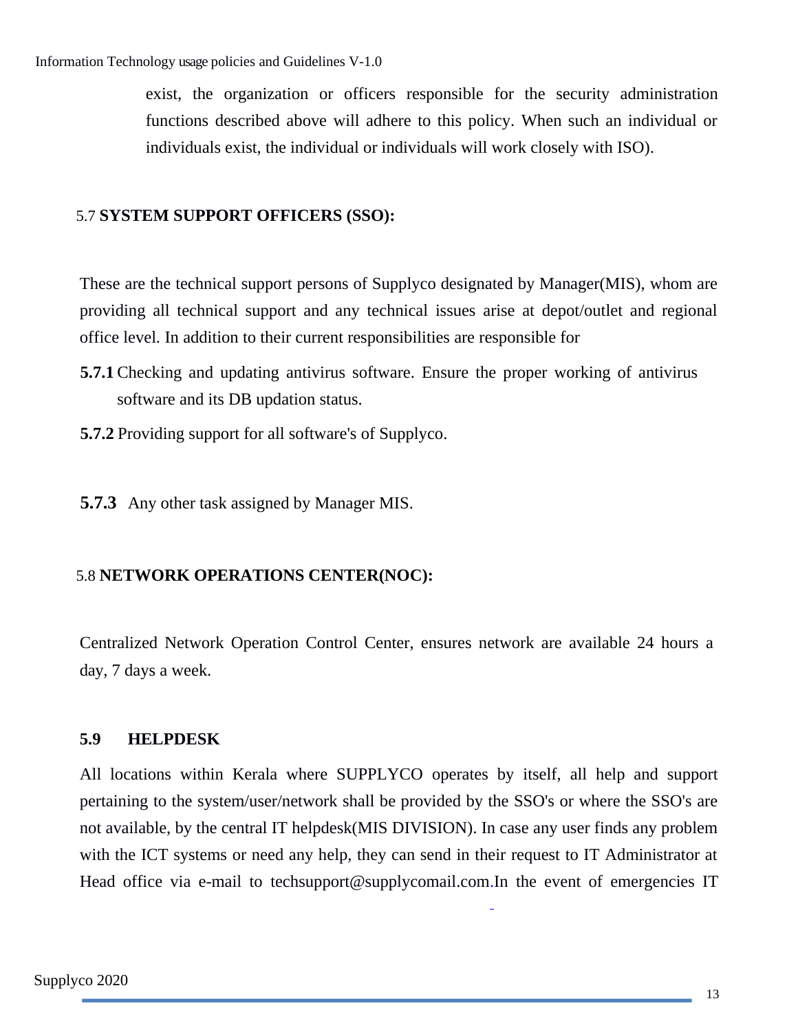exist, the organization or officers responsible for the security administration functions described above will adhere to this policy. When such an individual or individuals exist, the individual or individuals will work closely with ISO).

## 5.7 SYSTEM SUPPORT OFFICERS (SSO):

These are the technical support persons of Supplyco designated by Manager(MIS), whom are providing all technical support and any technical issues arise at depot/outlet and regional office level. In addition to their current responsibilities are responsible for

**5.7.1** Checking and updating antivirus software. Ensure the proper working of antivirus software and its DB updation status.

**5.7.2** Providing support for all software's of Supplyco.

**5.7.3** Any other task assigned by Manager MIS.

## 5.8 NETWORK OPERATIONS CENTER(NOC):

Centralized Network Operation Control Center, ensures network are available 24 hours a day, 7 days a week.

## 5.9 HELPDESK

All locations within Kerala where SUPPLYCO operates by itself, all help and support pertaining to the system/user/network shall be provided by the SSO's or where the SSO's are not available, by the central IT helpdesk(MIS DIVISION). In case any user finds any problem with the ICT systems or need any help, they can send in their request to IT Administrator at Head office via e-mail to techsupport@supplycomail.com.In the event of emergencies IT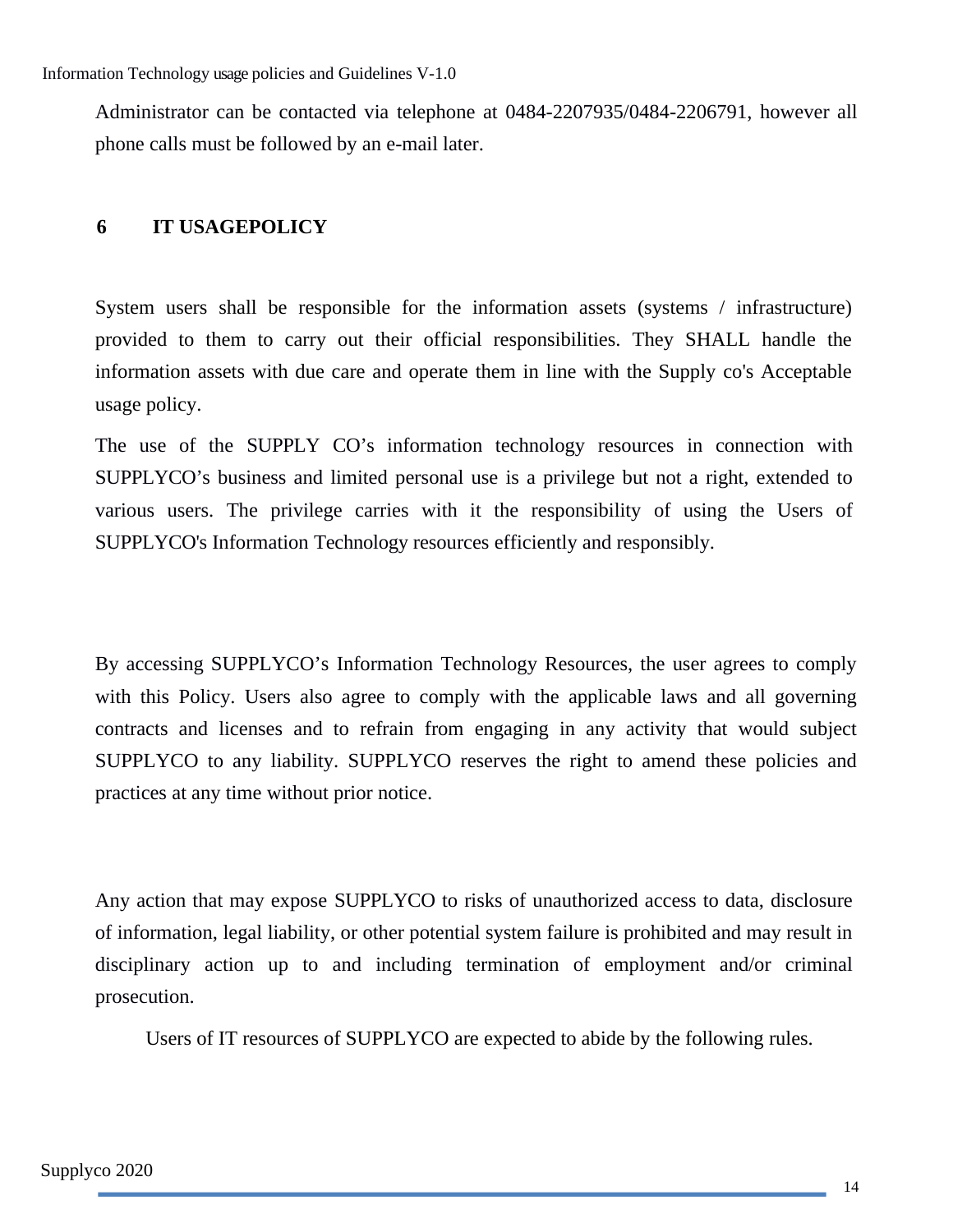Administrator can be contacted via telephone at 0484-2207935/0484-2206791, however all phone calls must be followed by an e-mail later.

## 6 IT USAGEPOLICY

System users shall be responsible for the information assets (systems / infrastructure) provided to them to carry out their official responsibilities. They SHALL handle the information assets with due care and operate them in line with the Supply co's Acceptable usage policy.

The use of the SUPPLY CO’s information technology resources in connection with SUPPLYCO’s business and limited personal use is a privilege but not a right, extended to various users. The privilege carries with it the responsibility of using the Users of SUPPLYCO's Information Technology resources efficiently and responsibly.

By accessing SUPPLYCO’s Information Technology Resources, the user agrees to comply with this Policy. Users also agree to comply with the applicable laws and all governing contracts and licenses and to refrain from engaging in any activity that would subject SUPPLYCO to any liability. SUPPLYCO reserves the right to amend these policies and practices at any time without prior notice.

Any action that may expose SUPPLYCO to risks of unauthorized access to data, disclosure of information, legal liability, or other potential system failure is prohibited and may result in disciplinary action up to and including termination of employment and/or criminal prosecution.

Users of IT resources of SUPPLYCO are expected to abide by the following rules.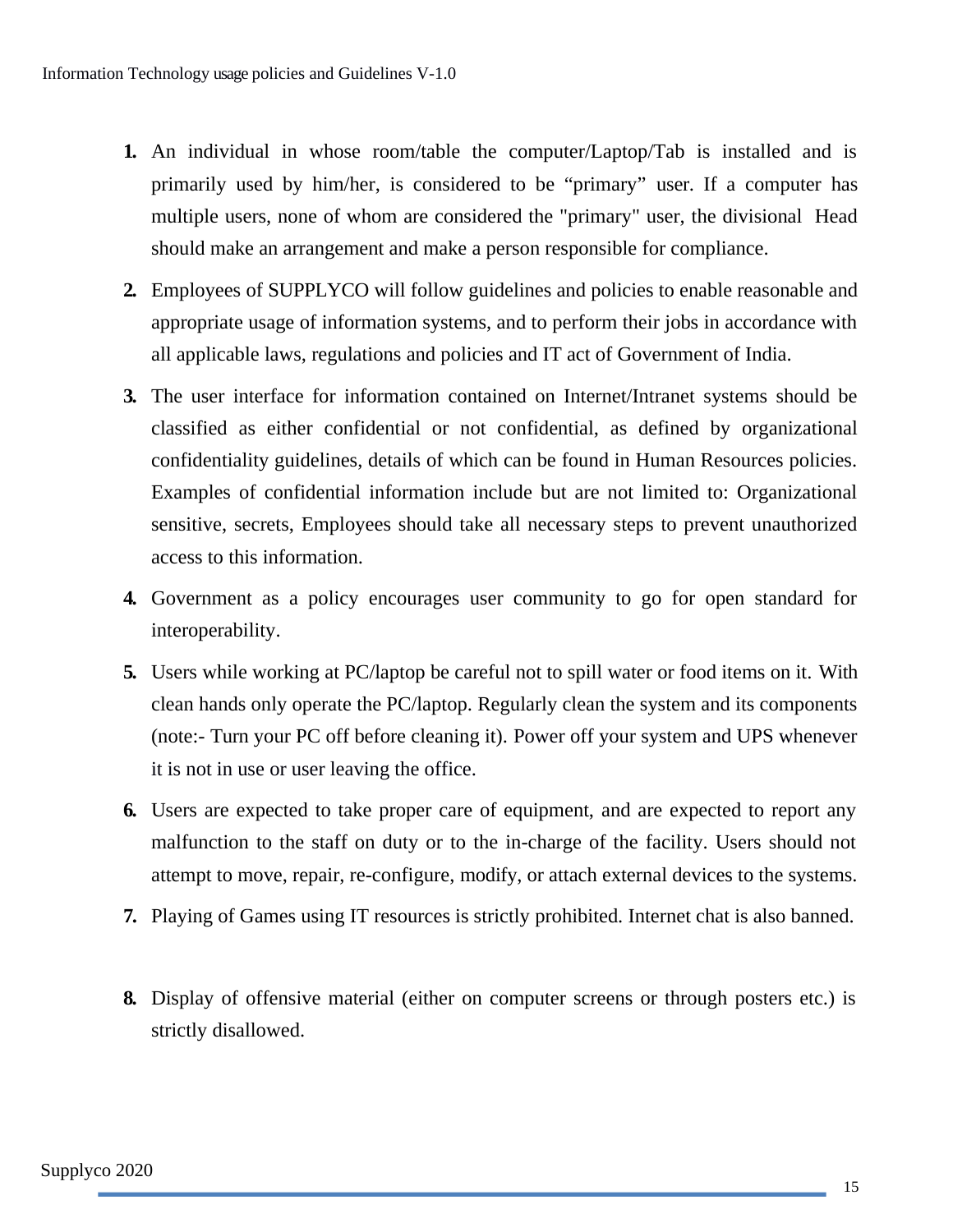1. An individual in whose room/table the computer/Laptop/Tab is installed and is primarily used by him/her, is considered to be “primary” user. If a computer has multiple users, none of whom are considered the "primary" user, the divisional Head should make an arrangement and make a person responsible for compliance.

2. Employees of SUPPLYCO will follow guidelines and policies to enable reasonable and appropriate usage of information systems, and to perform their jobs in accordance with all applicable laws, regulations and policies and IT act of Government of India.

3. The user interface for information contained on Internet/Intranet systems should be classified as either confidential or not confidential, as defined by organizational confidentiality guidelines, details of which can be found in Human Resources policies. Examples of confidential information include but are not limited to: Organizational sensitive, secrets, Employees should take all necessary steps to prevent unauthorized access to this information.

4. Government as a policy encourages user community to go for open standard for interoperability.

5. Users while working at PC/laptop be careful not to spill water or food items on it. With clean hands only operate the PC/laptop. Regularly clean the system and its components (note:- Turn your PC off before cleaning it). Power off your system and UPS whenever it is not in use or user leaving the office.

6. Users are expected to take proper care of equipment, and are expected to report any malfunction to the staff on duty or to the in-charge of the facility. Users should not attempt to move, repair, re-configure, modify, or attach external devices to the systems.

7. Playing of Games using IT resources is strictly prohibited. Internet chat is also banned.

8. Display of offensive material (either on computer screens or through posters etc.) is strictly disallowed.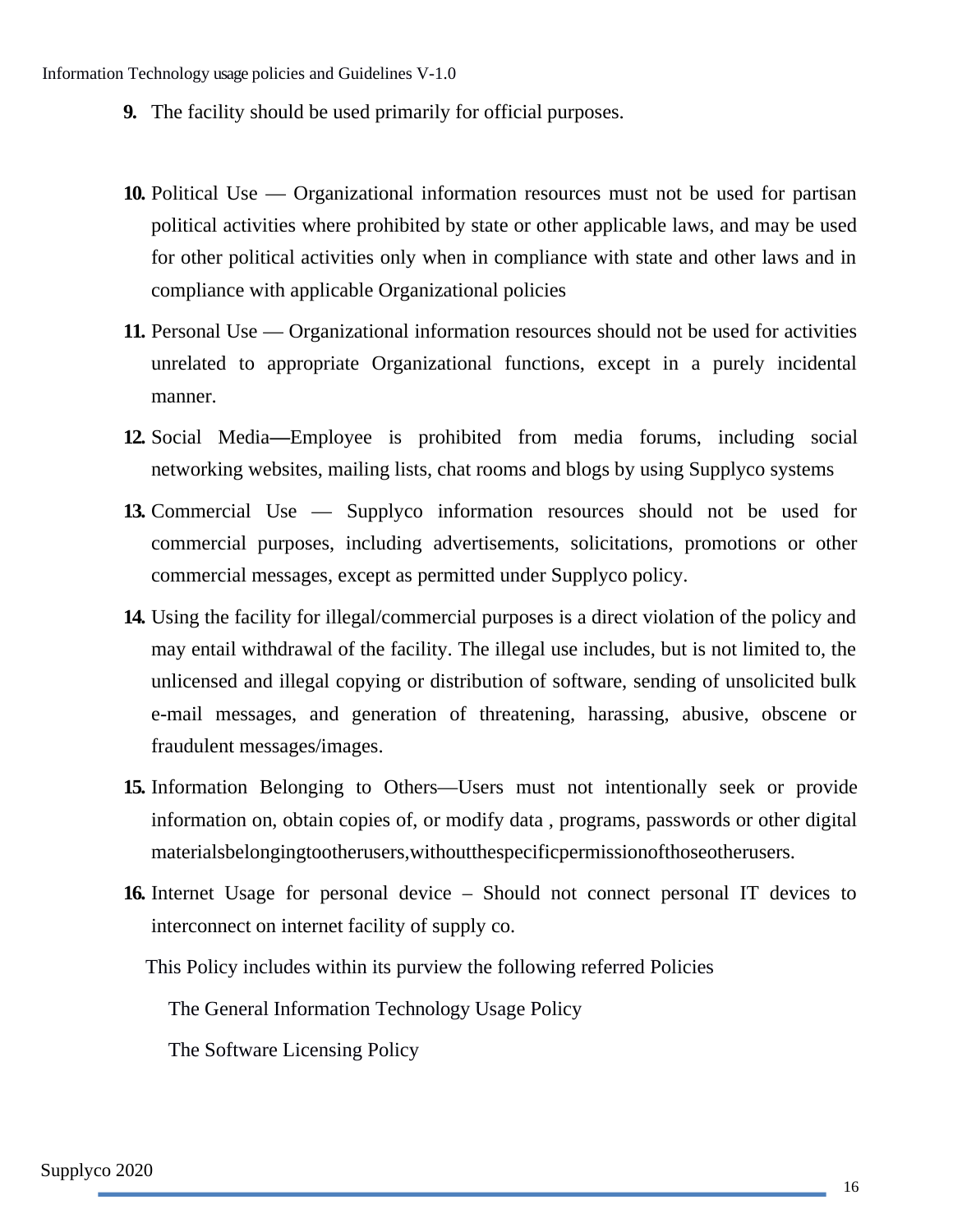9. The facility should be used primarily for official purposes.

10. Political Use — Organizational information resources must not be used for partisan political activities where prohibited by state or other applicable laws, and may be used for other political activities only when in compliance with state and other laws and in compliance with applicable Organizational policies

11. Personal Use — Organizational information resources should not be used for activities unrelated to appropriate Organizational functions, except in a purely incidental manner.

12. Social Media—Employee is prohibited from media forums, including social networking websites, mailing lists, chat rooms and blogs by using Supplyco systems

13. Commercial Use — Supplyco information resources should not be used for commercial purposes, including advertisements, solicitations, promotions or other commercial messages, except as permitted under Supplyco policy.

14. Using the facility for illegal/commercial purposes is a direct violation of the policy and may entail withdrawal of the facility. The illegal use includes, but is not limited to, the unlicensed and illegal copying or distribution of software, sending of unsolicited bulk e-mail messages, and generation of threatening, harassing, abusive, obscene or fraudulent messages/images.

15. Information Belonging to Others—Users must not intentionally seek or provide information on, obtain copies of, or modify data , programs, passwords or other digital materialsbelongingtootherusers,withoutthespecificpermissionofthoseotherusers.

16. Internet Usage for personal device – Should not connect personal IT devices to interconnect on internet facility of supply co.

This Policy includes within its purview the following referred Policies

The General Information Technology Usage Policy

The Software Licensing Policy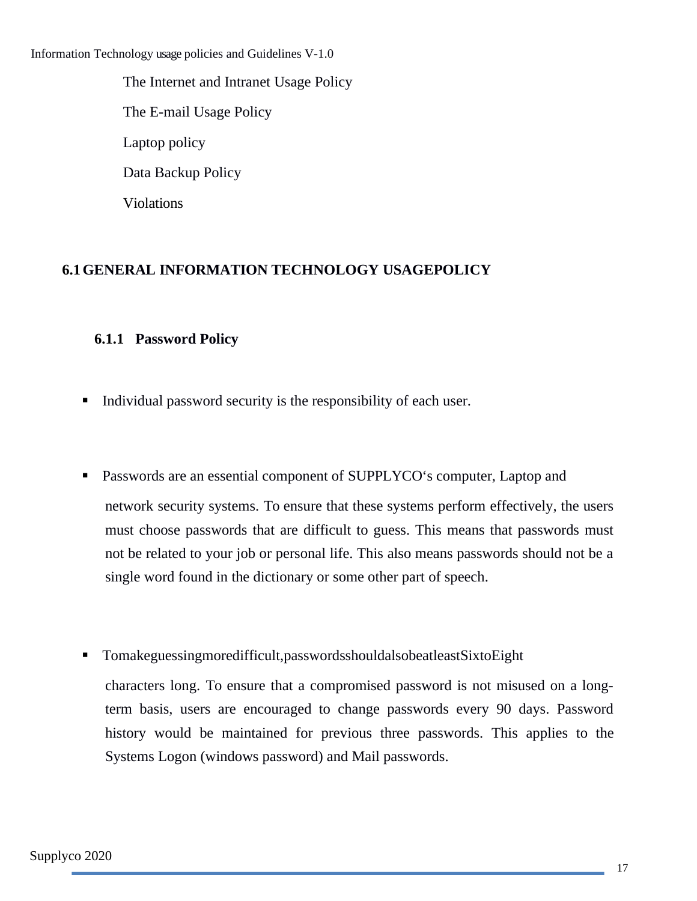The Internet and Intranet Usage Policy

The E-mail Usage Policy

Laptop policy

Data Backup Policy

Violations

## 6.1 GENERAL INFORMATION TECHNOLOGY USAGEPOLICY

### 6.1.1 Password Policy

- Individual password security is the responsibility of each user.

- Passwords are an essential component of SUPPLYCO‘s computer, Laptop and network security systems. To ensure that these systems perform effectively, the users must choose passwords that are difficult to guess. This means that passwords must not be related to your job or personal life. This also means passwords should not be a single word found in the dictionary or some other part of speech.

- Tomakeguessingmoredifficult,passwordsshouldalsobeatleastSixtoEight characters long. To ensure that a compromised password is not misused on a long-term basis, users are encouraged to change passwords every 90 days. Password history would be maintained for previous three passwords. This applies to the Systems Logon (windows password) and Mail passwords.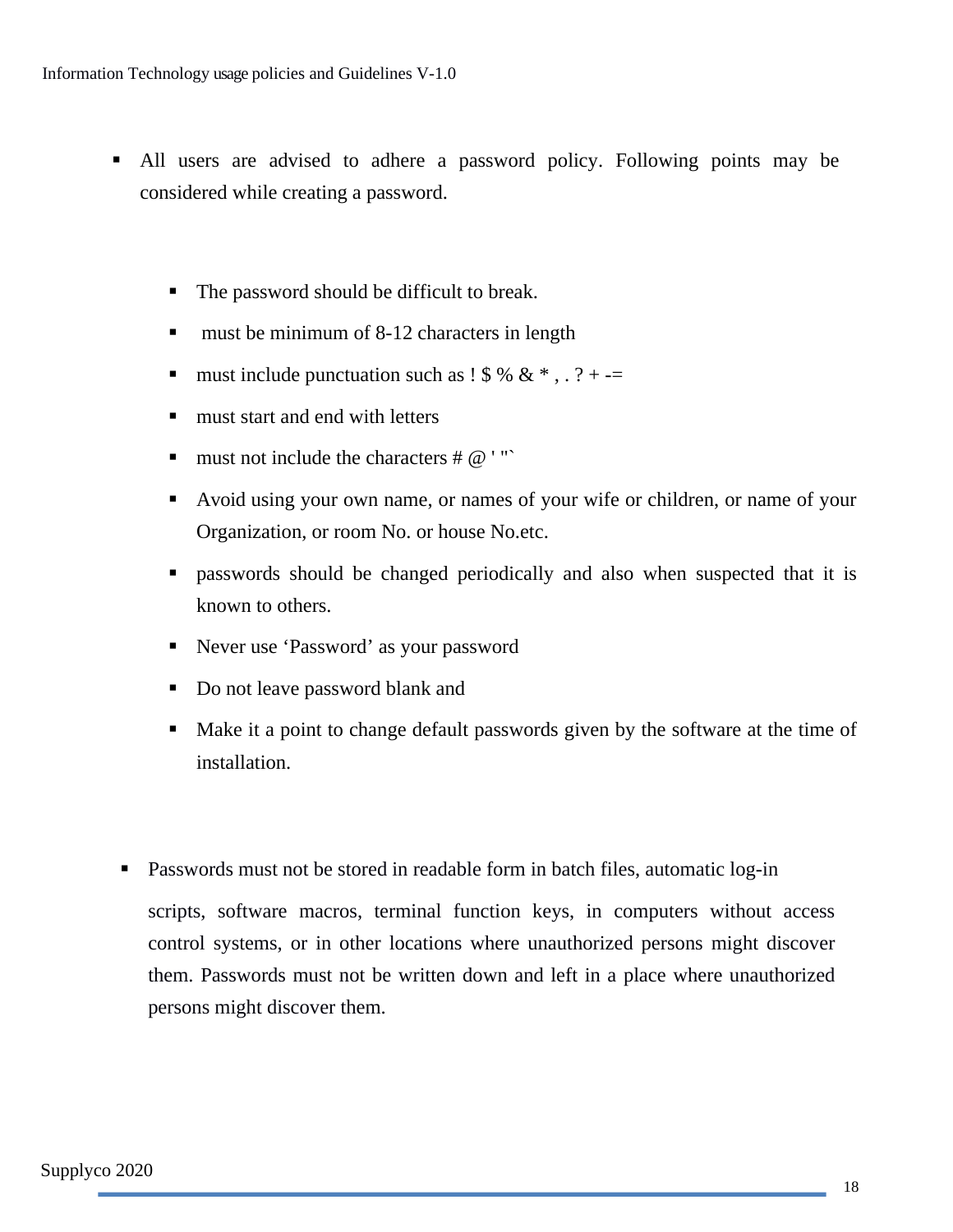- All users are advised to adhere a password policy. Following points may be considered while creating a password.

  - The password should be difficult to break.
  - must be minimum of 8-12 characters in length
  - must include punctuation such as ! $ % & * , . ? + -=
  - must start and end with letters
  - must not include the characters # @ ' "`
  - Avoid using your own name, or names of your wife or children, or name of your Organization, or room No. or house No.etc.
  - passwords should be changed periodically and also when suspected that it is known to others.
  - Never use 'Password' as your password
  - Do not leave password blank and
  - Make it a point to change default passwords given by the software at the time of installation.

- Passwords must not be stored in readable form in batch files, automatic log-in scripts, software macros, terminal function keys, in computers without access control systems, or in other locations where unauthorized persons might discover them. Passwords must not be written down and left in a place where unauthorized persons might discover them.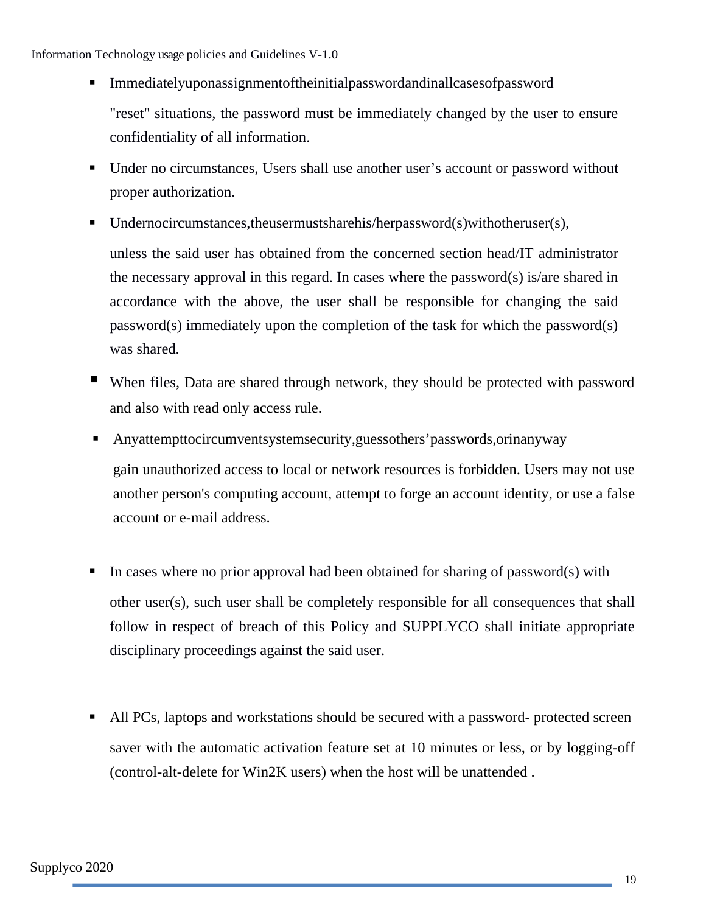- Immediatelyuponassignmentoftheinitialpasswordandinallcasesofpassword "reset" situations, the password must be immediately changed by the user to ensure confidentiality of all information.
- Under no circumstances, Users shall use another user's account or password without proper authorization.
- Undernocircumstances,theusermustsharehis/herpassword(s)withotheruser(s), unless the said user has obtained from the concerned section head/IT administrator the necessary approval in this regard. In cases where the password(s) is/are shared in accordance with the above, the user shall be responsible for changing the said password(s) immediately upon the completion of the task for which the password(s) was shared.
- When files, Data are shared through network, they should be protected with password and also with read only access rule.
- Anyattempttocircumventsystemsecurity,guessothers'passwords,orinanyway gain unauthorized access to local or network resources is forbidden. Users may not use another person's computing account, attempt to forge an account identity, or use a false account or e-mail address.
- In cases where no prior approval had been obtained for sharing of password(s) with other user(s), such user shall be completely responsible for all consequences that shall follow in respect of breach of this Policy and SUPPLYCO shall initiate appropriate disciplinary proceedings against the said user.
- All PCs, laptops and workstations should be secured with a password- protected screen saver with the automatic activation feature set at 10 minutes or less, or by logging-off (control-alt-delete for Win2K users) when the host will be unattended .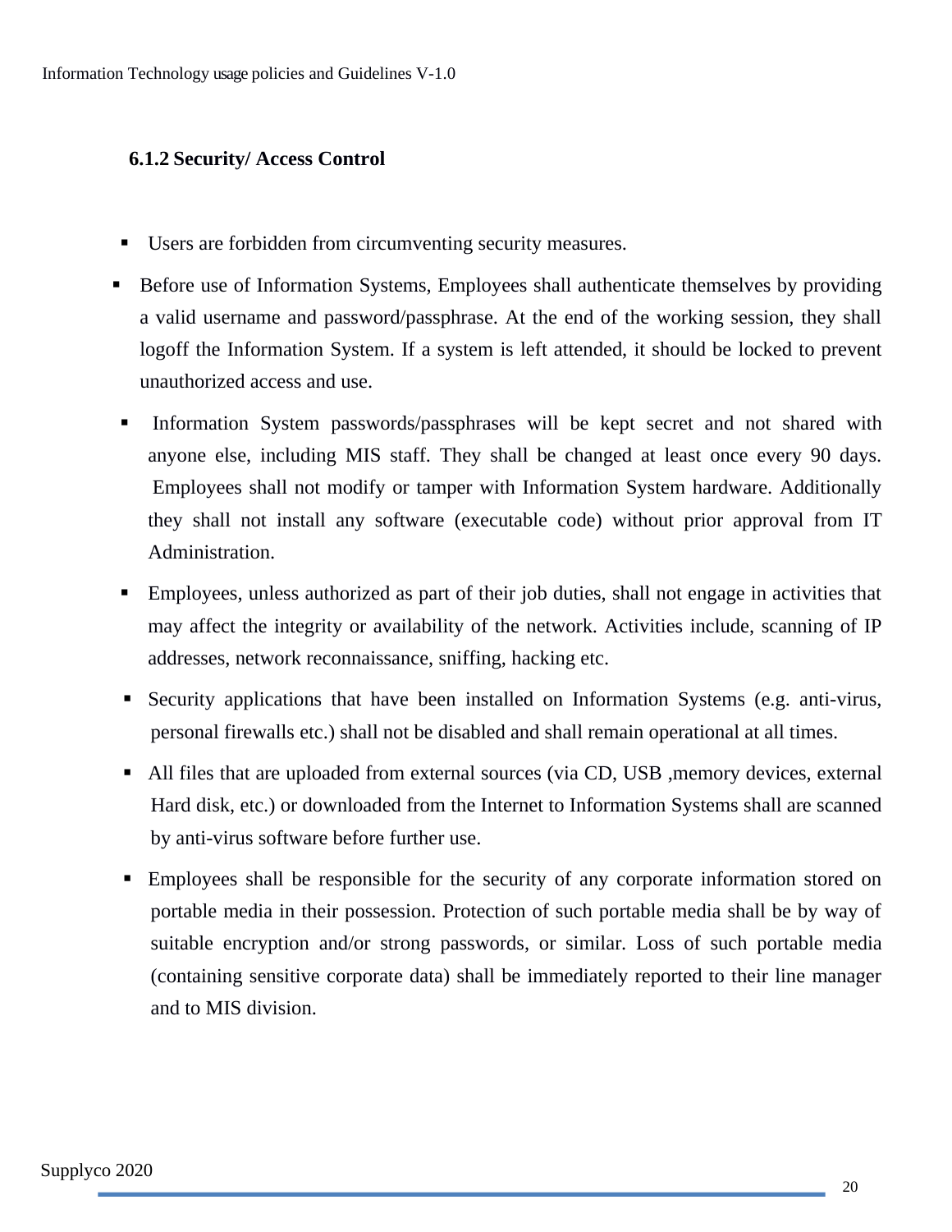### 6.1.2 Security/ Access Control

- Users are forbidden from circumventing security measures.
- Before use of Information Systems, Employees shall authenticate themselves by providing a valid username and password/passphrase. At the end of the working session, they shall logoff the Information System. If a system is left attended, it should be locked to prevent unauthorized access and use.
- Information System passwords/passphrases will be kept secret and not shared with anyone else, including MIS staff. They shall be changed at least once every 90 days. Employees shall not modify or tamper with Information System hardware. Additionally they shall not install any software (executable code) without prior approval from IT Administration.
- Employees, unless authorized as part of their job duties, shall not engage in activities that may affect the integrity or availability of the network. Activities include, scanning of IP addresses, network reconnaissance, sniffing, hacking etc.
- Security applications that have been installed on Information Systems (e.g. anti-virus, personal firewalls etc.) shall not be disabled and shall remain operational at all times.
- All files that are uploaded from external sources (via CD, USB ,memory devices, external Hard disk, etc.) or downloaded from the Internet to Information Systems shall are scanned by anti-virus software before further use.
- Employees shall be responsible for the security of any corporate information stored on portable media in their possession. Protection of such portable media shall be by way of suitable encryption and/or strong passwords, or similar. Loss of such portable media (containing sensitive corporate data) shall be immediately reported to their line manager and to MIS division.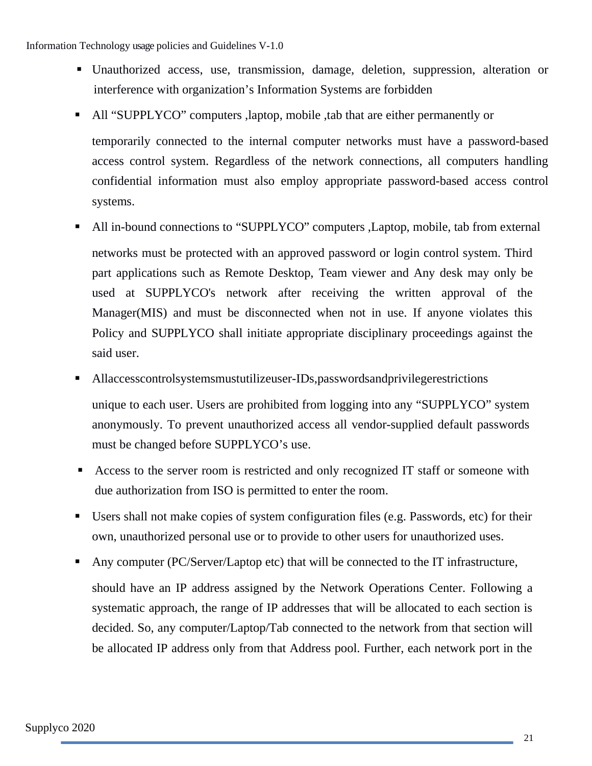- Unauthorized access, use, transmission, damage, deletion, suppression, alteration or interference with organization's Information Systems are forbidden
- All "SUPPLYCO" computers ,laptop, mobile ,tab that are either permanently or temporarily connected to the internal computer networks must have a password-based access control system. Regardless of the network connections, all computers handling confidential information must also employ appropriate password-based access control systems.
- All in-bound connections to "SUPPLYCO" computers ,Laptop, mobile, tab from external networks must be protected with an approved password or login control system. Third part applications such as Remote Desktop, Team viewer and Any desk may only be used at SUPPLYCO's network after receiving the written approval of the Manager(MIS) and must be disconnected when not in use. If anyone violates this Policy and SUPPLYCO shall initiate appropriate disciplinary proceedings against the said user.
- Allaccesscontrolsystemsmustutilizeuser-IDs,passwordsandprivilegerestrictions unique to each user. Users are prohibited from logging into any "SUPPLYCO" system anonymously. To prevent unauthorized access all vendor-supplied default passwords must be changed before SUPPLYCO's use.
- Access to the server room is restricted and only recognized IT staff or someone with due authorization from ISO is permitted to enter the room.
- Users shall not make copies of system configuration files (e.g. Passwords, etc) for their own, unauthorized personal use or to provide to other users for unauthorized uses.
- Any computer (PC/Server/Laptop etc) that will be connected to the IT infrastructure, should have an IP address assigned by the Network Operations Center. Following a systematic approach, the range of IP addresses that will be allocated to each section is decided. So, any computer/Laptop/Tab connected to the network from that section will be allocated IP address only from that Address pool. Further, each network port in the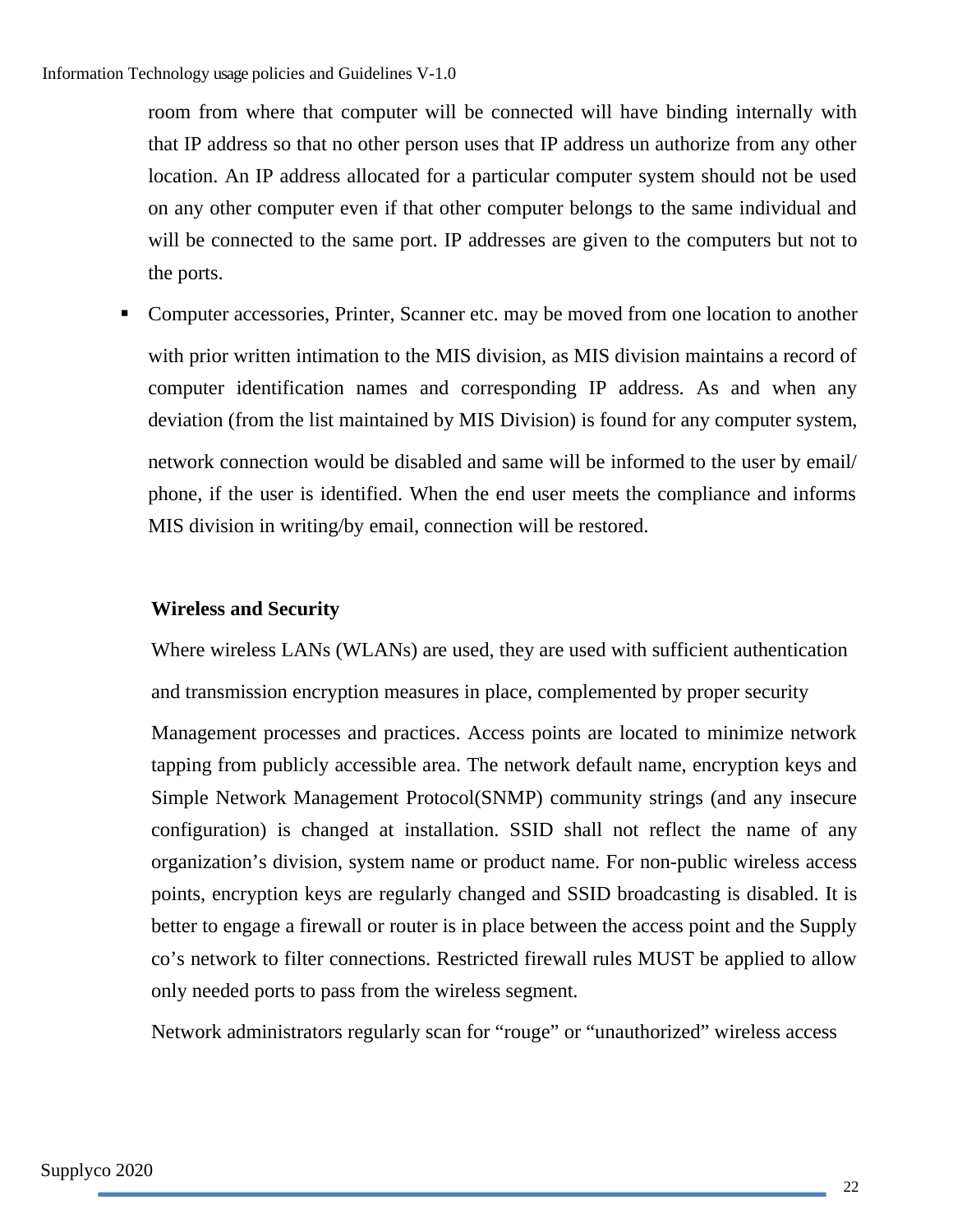room from where that computer will be connected will have binding internally with that IP address so that no other person uses that IP address un authorize from any other location. An IP address allocated for a particular computer system should not be used on any other computer even if that other computer belongs to the same individual and will be connected to the same port. IP addresses are given to the computers but not to the ports.

- Computer accessories, Printer, Scanner etc. may be moved from one location to another with prior written intimation to the MIS division, as MIS division maintains a record of computer identification names and corresponding IP address. As and when any deviation (from the list maintained by MIS Division) is found for any computer system, network connection would be disabled and same will be informed to the user by email/ phone, if the user is identified. When the end user meets the compliance and informs MIS division in writing/by email, connection will be restored.

**Wireless and Security**

Where wireless LANs (WLANs) are used, they are used with sufficient authentication and transmission encryption measures in place, complemented by proper security Management processes and practices. Access points are located to minimize network tapping from publicly accessible area. The network default name, encryption keys and Simple Network Management Protocol(SNMP) community strings (and any insecure configuration) is changed at installation. SSID shall not reflect the name of any organization's division, system name or product name. For non-public wireless access points, encryption keys are regularly changed and SSID broadcasting is disabled. It is better to engage a firewall or router is in place between the access point and the Supply co's network to filter connections. Restricted firewall rules MUST be applied to allow only needed ports to pass from the wireless segment.

Network administrators regularly scan for "rouge" or "unauthorized" wireless access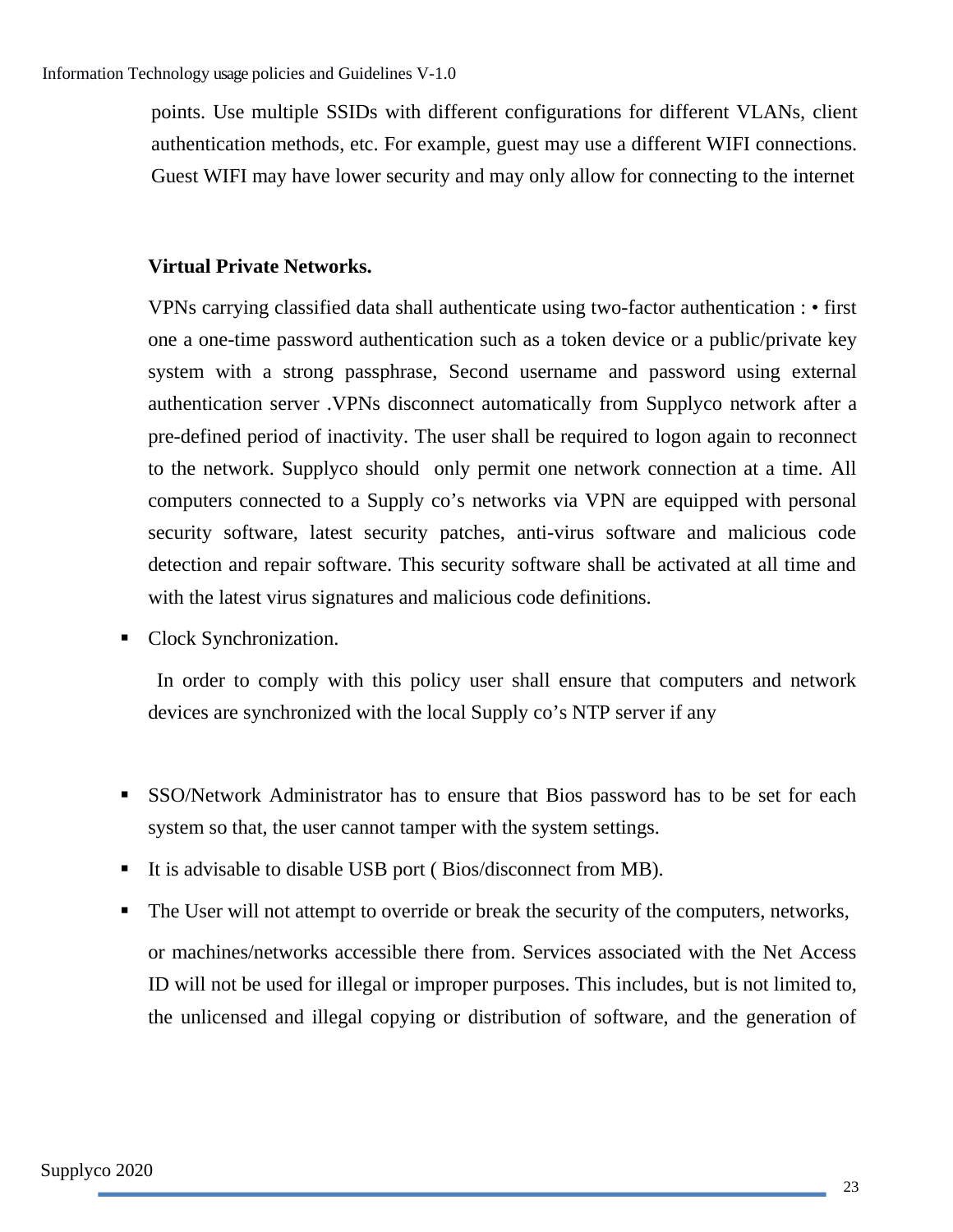points. Use multiple SSIDs with different configurations for different VLANs, client authentication methods, etc. For example, guest may use a different WIFI connections. Guest WIFI may have lower security and may only allow for connecting to the internet

**Virtual Private Networks.**

VPNs carrying classified data shall authenticate using two-factor authentication : • first one a one-time password authentication such as a token device or a public/private key system with a strong passphrase, Second username and password using external authentication server .VPNs disconnect automatically from Supplyco network after a pre-defined period of inactivity. The user shall be required to logon again to reconnect to the network. Supplyco should only permit one network connection at a time. All computers connected to a Supply co's networks via VPN are equipped with personal security software, latest security patches, anti-virus software and malicious code detection and repair software. This security software shall be activated at all time and with the latest virus signatures and malicious code definitions.

- Clock Synchronization.

  In order to comply with this policy user shall ensure that computers and network devices are synchronized with the local Supply co's NTP server if any

- SSO/Network Administrator has to ensure that Bios password has to be set for each system so that, the user cannot tamper with the system settings.
- It is advisable to disable USB port ( Bios/disconnect from MB).
- The User will not attempt to override or break the security of the computers, networks,

  or machines/networks accessible there from. Services associated with the Net Access ID will not be used for illegal or improper purposes. This includes, but is not limited to, the unlicensed and illegal copying or distribution of software, and the generation of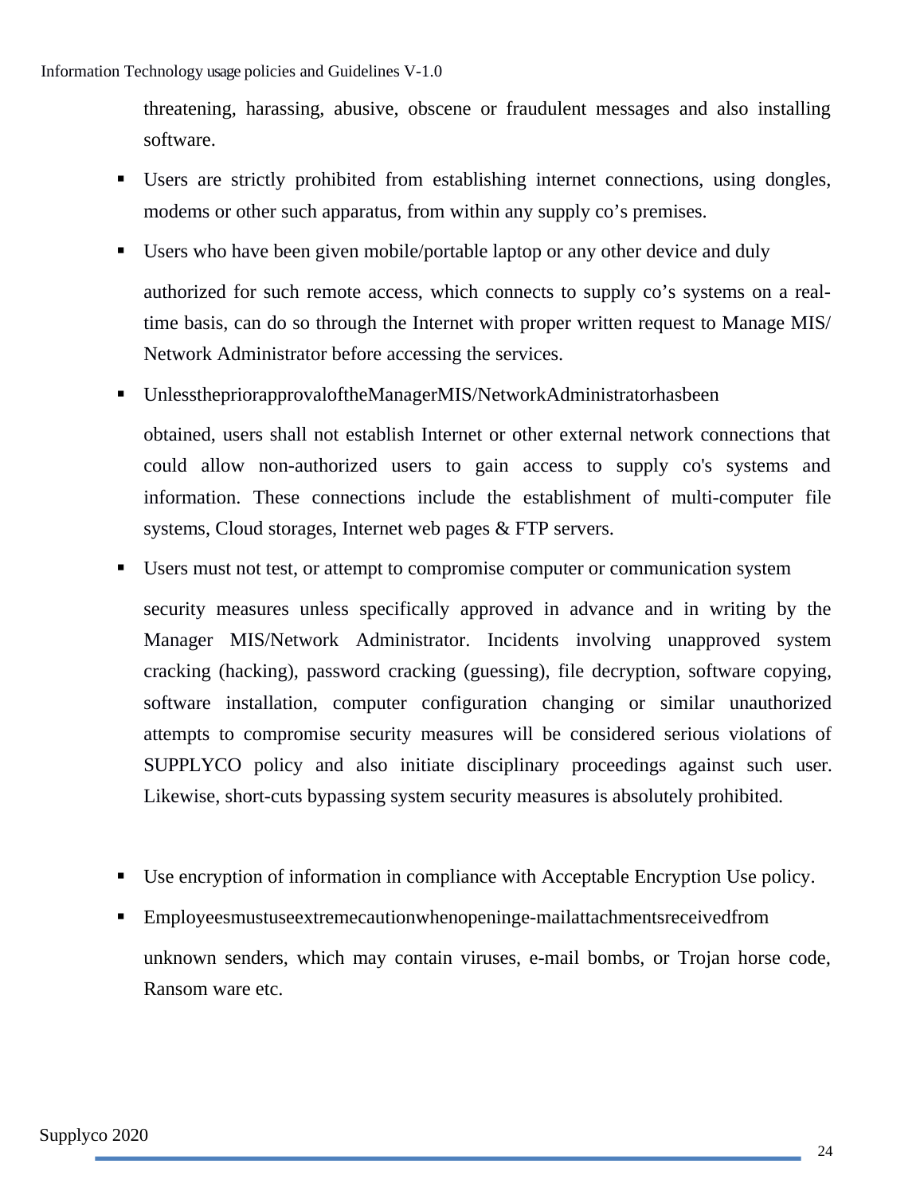threatening, harassing, abusive, obscene or fraudulent messages and also installing software.

- Users are strictly prohibited from establishing internet connections, using dongles, modems or other such apparatus, from within any supply co's premises.
- Users who have been given mobile/portable laptop or any other device and duly authorized for such remote access, which connects to supply co's systems on a real-time basis, can do so through the Internet with proper written request to Manage MIS/ Network Administrator before accessing the services.
- UnlessthepriorapprovaloftheManagerMIS/NetworkAdministratorhasbeen obtained, users shall not establish Internet or other external network connections that could allow non-authorized users to gain access to supply co's systems and information. These connections include the establishment of multi-computer file systems, Cloud storages, Internet web pages & FTP servers.
- Users must not test, or attempt to compromise computer or communication system security measures unless specifically approved in advance and in writing by the Manager MIS/Network Administrator. Incidents involving unapproved system cracking (hacking), password cracking (guessing), file decryption, software copying, software installation, computer configuration changing or similar unauthorized attempts to compromise security measures will be considered serious violations of SUPPLYCO policy and also initiate disciplinary proceedings against such user. Likewise, short-cuts bypassing system security measures is absolutely prohibited.
- Use encryption of information in compliance with Acceptable Encryption Use policy.
- Employeesmustuseextremecautionwhenopeninge-mailattachmentsreceivedfrom unknown senders, which may contain viruses, e-mail bombs, or Trojan horse code, Ransom ware etc.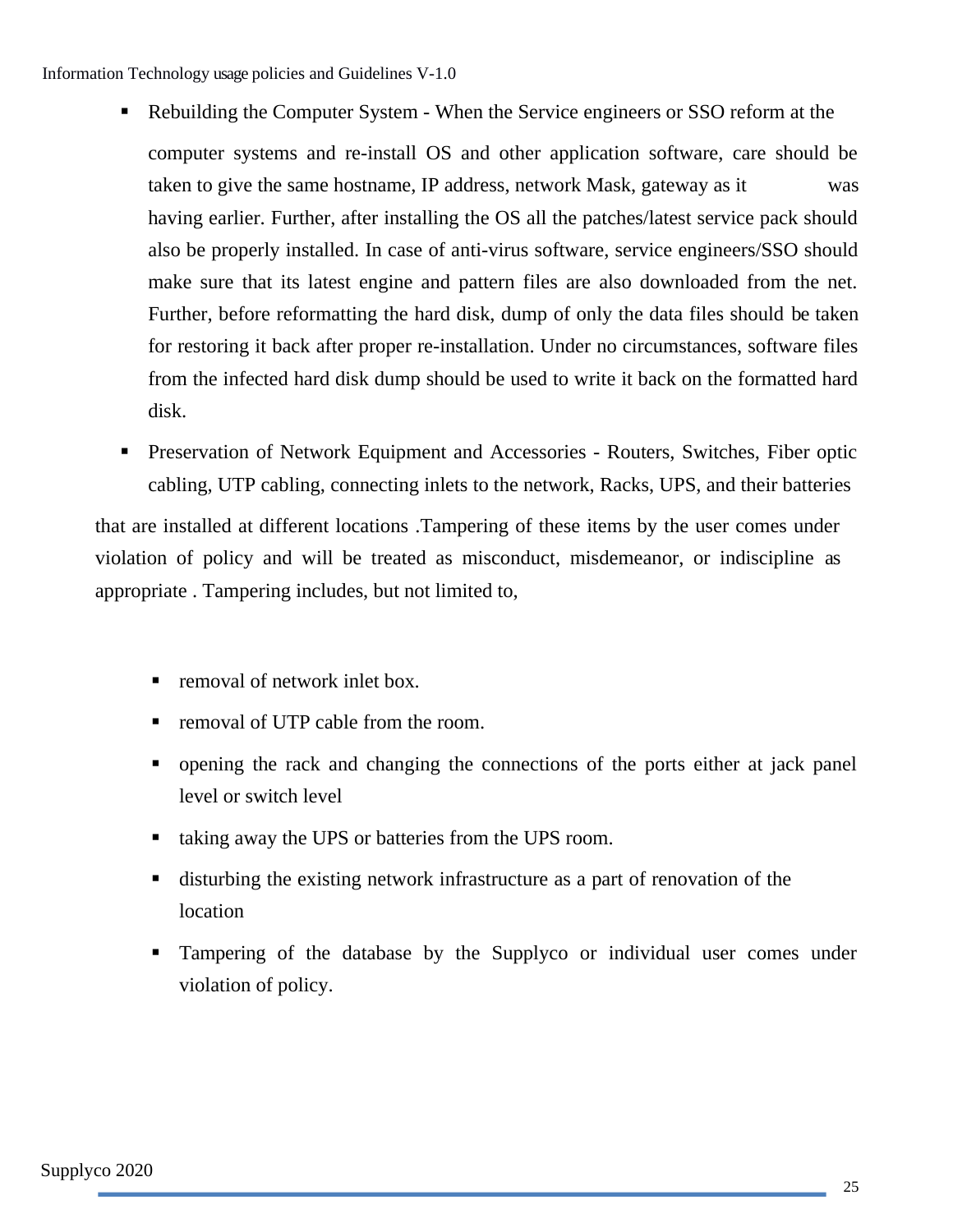- Rebuilding the Computer System - When the Service engineers or SSO reform at the computer systems and re-install OS and other application software, care should be taken to give the same hostname, IP address, network Mask, gateway as it was having earlier. Further, after installing the OS all the patches/latest service pack should also be properly installed. In case of anti-virus software, service engineers/SSO should make sure that its latest engine and pattern files are also downloaded from the net. Further, before reformatting the hard disk, dump of only the data files should be taken for restoring it back after proper re-installation. Under no circumstances, software files from the infected hard disk dump should be used to write it back on the formatted hard disk.

- Preservation of Network Equipment and Accessories - Routers, Switches, Fiber optic cabling, UTP cabling, connecting inlets to the network, Racks, UPS, and their batteries

that are installed at different locations .Tampering of these items by the user comes under violation of policy and will be treated as misconduct, misdemeanor, or indiscipline as appropriate . Tampering includes, but not limited to,

- removal of network inlet box.
- removal of UTP cable from the room.
- opening the rack and changing the connections of the ports either at jack panel level or switch level
- taking away the UPS or batteries from the UPS room.
- disturbing the existing network infrastructure as a part of renovation of the location
- Tampering of the database by the Supplyco or individual user comes under violation of policy.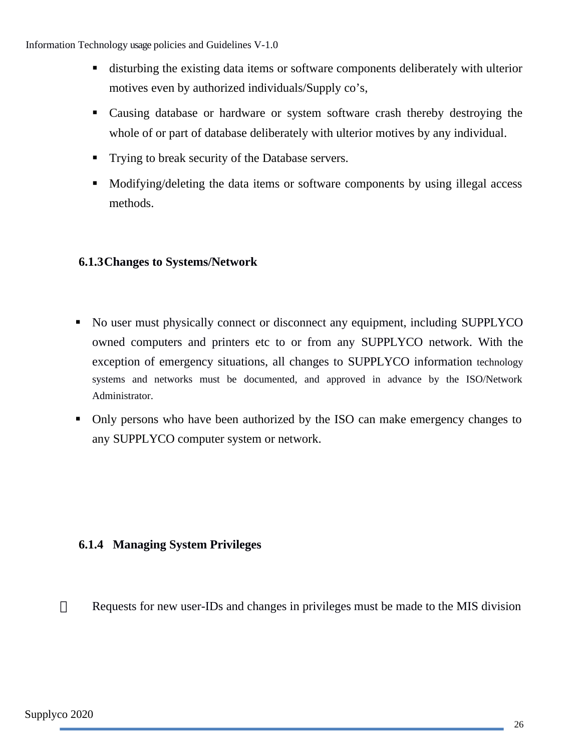- disturbing the existing data items or software components deliberately with ulterior motives even by authorized individuals/Supply co's,
- Causing database or hardware or system software crash thereby destroying the whole of or part of database deliberately with ulterior motives by any individual.
- Trying to break security of the Database servers.
- Modifying/deleting the data items or software components by using illegal access methods.

### 6.1.3 Changes to Systems/Network

- No user must physically connect or disconnect any equipment, including SUPPLYCO owned computers and printers etc to or from any SUPPLYCO network. With the exception of emergency situations, all changes to SUPPLYCO information technology systems and networks must be documented, and approved in advance by the ISO/Network Administrator.
- Only persons who have been authorized by the ISO can make emergency changes to any SUPPLYCO computer system or network.

### 6.1.4 Managing System Privileges

- Requests for new user-IDs and changes in privileges must be made to the MIS division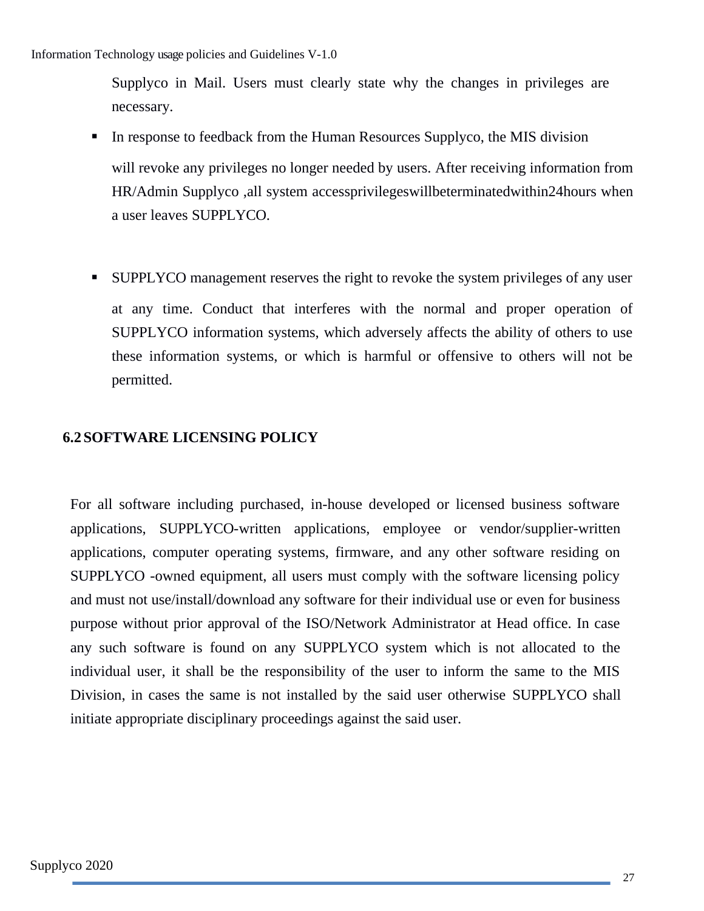Supplyco in Mail. Users must clearly state why the changes in privileges are necessary.

- In response to feedback from the Human Resources Supplyco, the MIS division will revoke any privileges no longer needed by users. After receiving information from HR/Admin Supplyco ,all system accessprivilegeswillbeterminatedwithin24hours when a user leaves SUPPLYCO.

- SUPPLYCO management reserves the right to revoke the system privileges of any user at any time. Conduct that interferes with the normal and proper operation of SUPPLYCO information systems, which adversely affects the ability of others to use these information systems, or which is harmful or offensive to others will not be permitted.

## 6.2 SOFTWARE LICENSING POLICY

For all software including purchased, in-house developed or licensed business software applications, SUPPLYCO-written applications, employee or vendor/supplier-written applications, computer operating systems, firmware, and any other software residing on SUPPLYCO -owned equipment, all users must comply with the software licensing policy and must not use/install/download any software for their individual use or even for business purpose without prior approval of the ISO/Network Administrator at Head office. In case any such software is found on any SUPPLYCO system which is not allocated to the individual user, it shall be the responsibility of the user to inform the same to the MIS Division, in cases the same is not installed by the said user otherwise SUPPLYCO shall initiate appropriate disciplinary proceedings against the said user.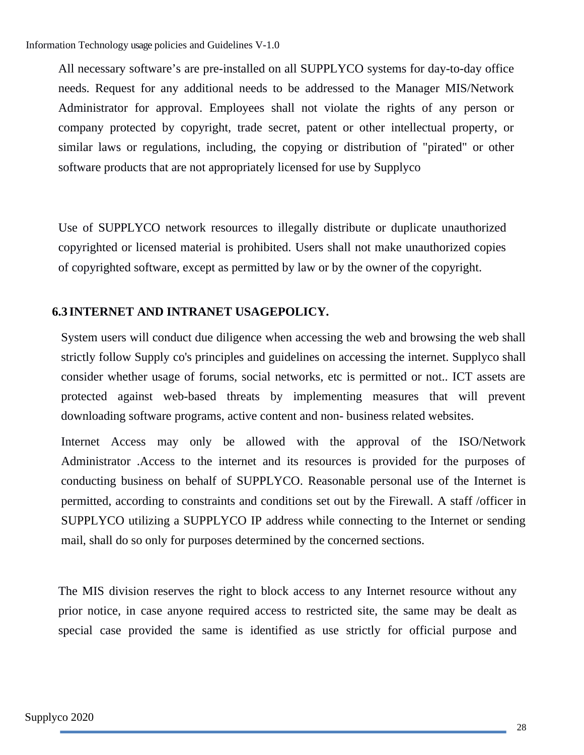All necessary software's are pre-installed on all SUPPLYCO systems for day-to-day office needs. Request for any additional needs to be addressed to the Manager MIS/Network Administrator for approval. Employees shall not violate the rights of any person or company protected by copyright, trade secret, patent or other intellectual property, or similar laws or regulations, including, the copying or distribution of "pirated" or other software products that are not appropriately licensed for use by Supplyco

Use of SUPPLYCO network resources to illegally distribute or duplicate unauthorized copyrighted or licensed material is prohibited. Users shall not make unauthorized copies of copyrighted software, except as permitted by law or by the owner of the copyright.

### 6.3 INTERNET AND INTRANET USAGEPOLICY.

System users will conduct due diligence when accessing the web and browsing the web shall strictly follow Supply co's principles and guidelines on accessing the internet. Supplyco shall consider whether usage of forums, social networks, etc is permitted or not.. ICT assets are protected against web-based threats by implementing measures that will prevent downloading software programs, active content and non- business related websites.

Internet Access may only be allowed with the approval of the ISO/Network Administrator .Access to the internet and its resources is provided for the purposes of conducting business on behalf of SUPPLYCO. Reasonable personal use of the Internet is permitted, according to constraints and conditions set out by the Firewall. A staff /officer in SUPPLYCO utilizing a SUPPLYCO IP address while connecting to the Internet or sending mail, shall do so only for purposes determined by the concerned sections.

The MIS division reserves the right to block access to any Internet resource without any prior notice, in case anyone required access to restricted site, the same may be dealt as special case provided the same is identified as use strictly for official purpose and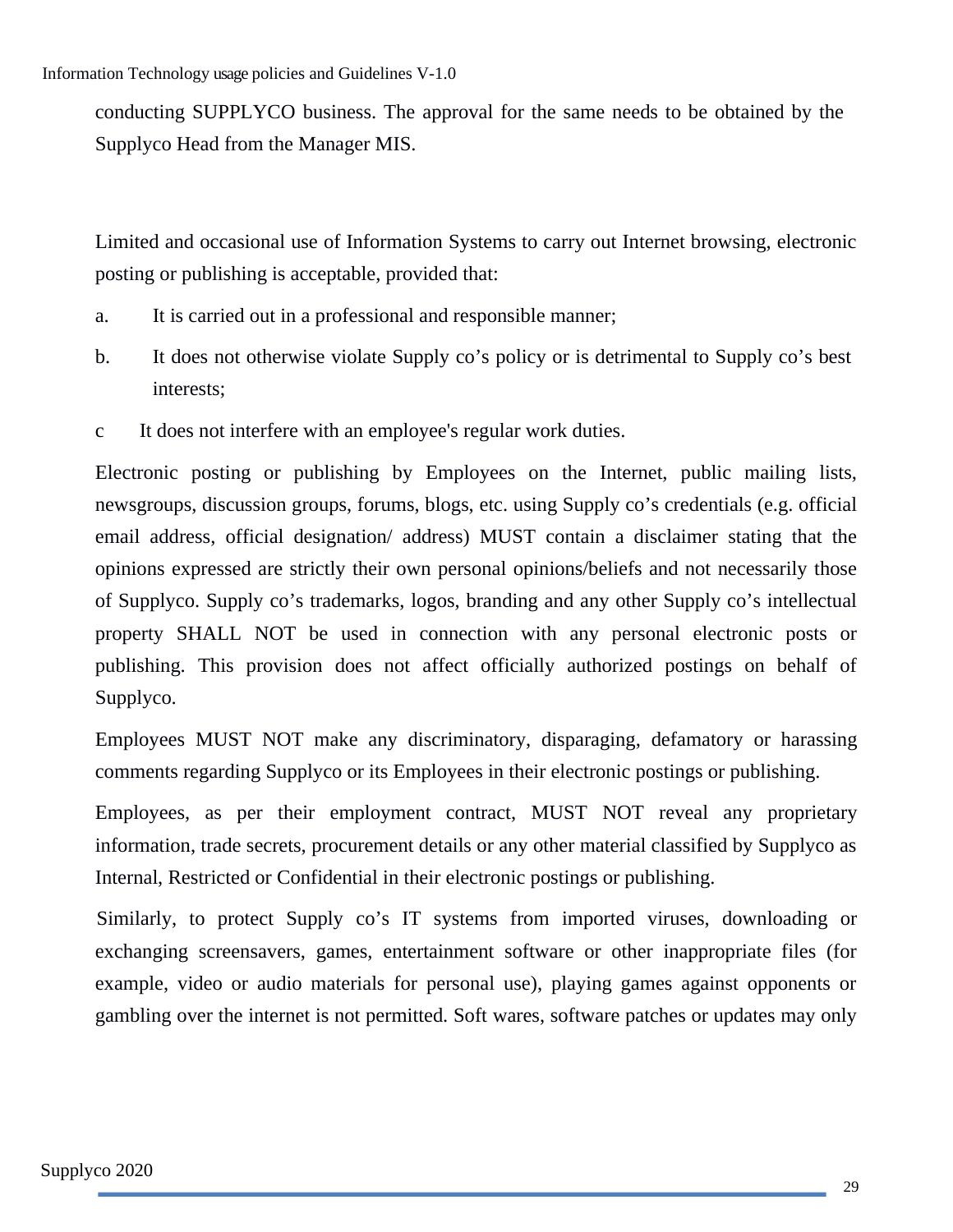conducting SUPPLYCO business. The approval for the same needs to be obtained by the Supplyco Head from the Manager MIS.

Limited and occasional use of Information Systems to carry out Internet browsing, electronic posting or publishing is acceptable, provided that:

a. It is carried out in a professional and responsible manner;

b. It does not otherwise violate Supply co's policy or is detrimental to Supply co's best interests;

c It does not interfere with an employee's regular work duties.

Electronic posting or publishing by Employees on the Internet, public mailing lists, newsgroups, discussion groups, forums, blogs, etc. using Supply co's credentials (e.g. official email address, official designation/ address) MUST contain a disclaimer stating that the opinions expressed are strictly their own personal opinions/beliefs and not necessarily those of Supplyco. Supply co's trademarks, logos, branding and any other Supply co's intellectual property SHALL NOT be used in connection with any personal electronic posts or publishing. This provision does not affect officially authorized postings on behalf of Supplyco.

Employees MUST NOT make any discriminatory, disparaging, defamatory or harassing comments regarding Supplyco or its Employees in their electronic postings or publishing.

Employees, as per their employment contract, MUST NOT reveal any proprietary information, trade secrets, procurement details or any other material classified by Supplyco as Internal, Restricted or Confidential in their electronic postings or publishing.

Similarly, to protect Supply co's IT systems from imported viruses, downloading or exchanging screensavers, games, entertainment software or other inappropriate files (for example, video or audio materials for personal use), playing games against opponents or gambling over the internet is not permitted. Soft wares, software patches or updates may only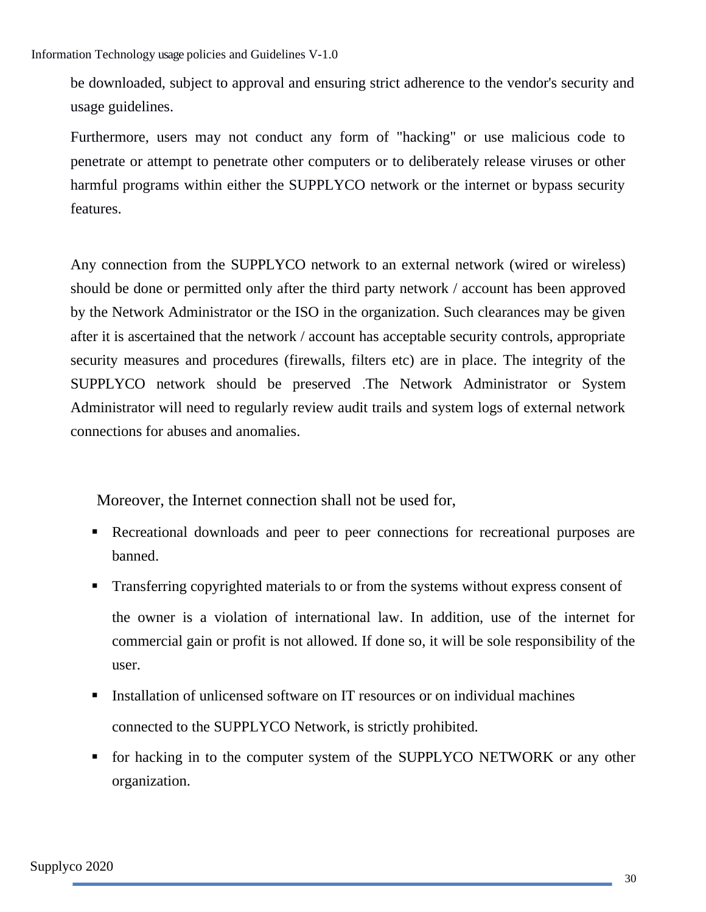be downloaded, subject to approval and ensuring strict adherence to the vendor's security and usage guidelines.

Furthermore, users may not conduct any form of "hacking" or use malicious code to penetrate or attempt to penetrate other computers or to deliberately release viruses or other harmful programs within either the SUPPLYCO network or the internet or bypass security features.

Any connection from the SUPPLYCO network to an external network (wired or wireless) should be done or permitted only after the third party network / account has been approved by the Network Administrator or the ISO in the organization. Such clearances may be given after it is ascertained that the network / account has acceptable security controls, appropriate security measures and procedures (firewalls, filters etc) are in place. The integrity of the SUPPLYCO network should be preserved .The Network Administrator or System Administrator will need to regularly review audit trails and system logs of external network connections for abuses and anomalies.

Moreover, the Internet connection shall not be used for,

- Recreational downloads and peer to peer connections for recreational purposes are banned.
- Transferring copyrighted materials to or from the systems without express consent of the owner is a violation of international law. In addition, use of the internet for commercial gain or profit is not allowed. If done so, it will be sole responsibility of the user.
- Installation of unlicensed software on IT resources or on individual machines connected to the SUPPLYCO Network, is strictly prohibited.
- for hacking in to the computer system of the SUPPLYCO NETWORK or any other organization.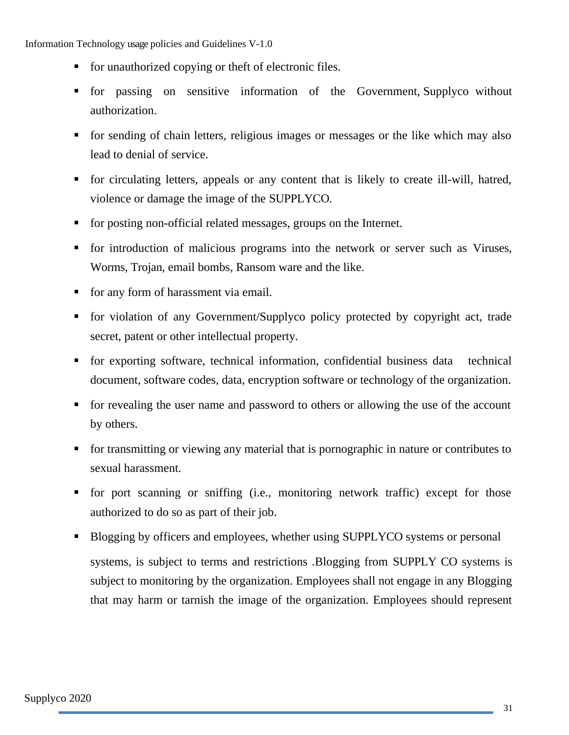- for unauthorized copying or theft of electronic files.
- for passing on sensitive information of the Government, Supplyco without authorization.
- for sending of chain letters, religious images or messages or the like which may also lead to denial of service.
- for circulating letters, appeals or any content that is likely to create ill-will, hatred, violence or damage the image of the SUPPLYCO.
- for posting non-official related messages, groups on the Internet.
- for introduction of malicious programs into the network or server such as Viruses, Worms, Trojan, email bombs, Ransom ware and the like.
- for any form of harassment via email.
- for violation of any Government/Supplyco policy protected by copyright act, trade secret, patent or other intellectual property.
- for exporting software, technical information, confidential business data technical document, software codes, data, encryption software or technology of the organization.
- for revealing the user name and password to others or allowing the use of the account by others.
- for transmitting or viewing any material that is pornographic in nature or contributes to sexual harassment.
- for port scanning or sniffing (i.e., monitoring network traffic) except for those authorized to do so as part of their job.
- Blogging by officers and employees, whether using SUPPLYCO systems or personal

  systems, is subject to terms and restrictions .Blogging from SUPPLY CO systems is subject to monitoring by the organization. Employees shall not engage in any Blogging that may harm or tarnish the image of the organization. Employees should represent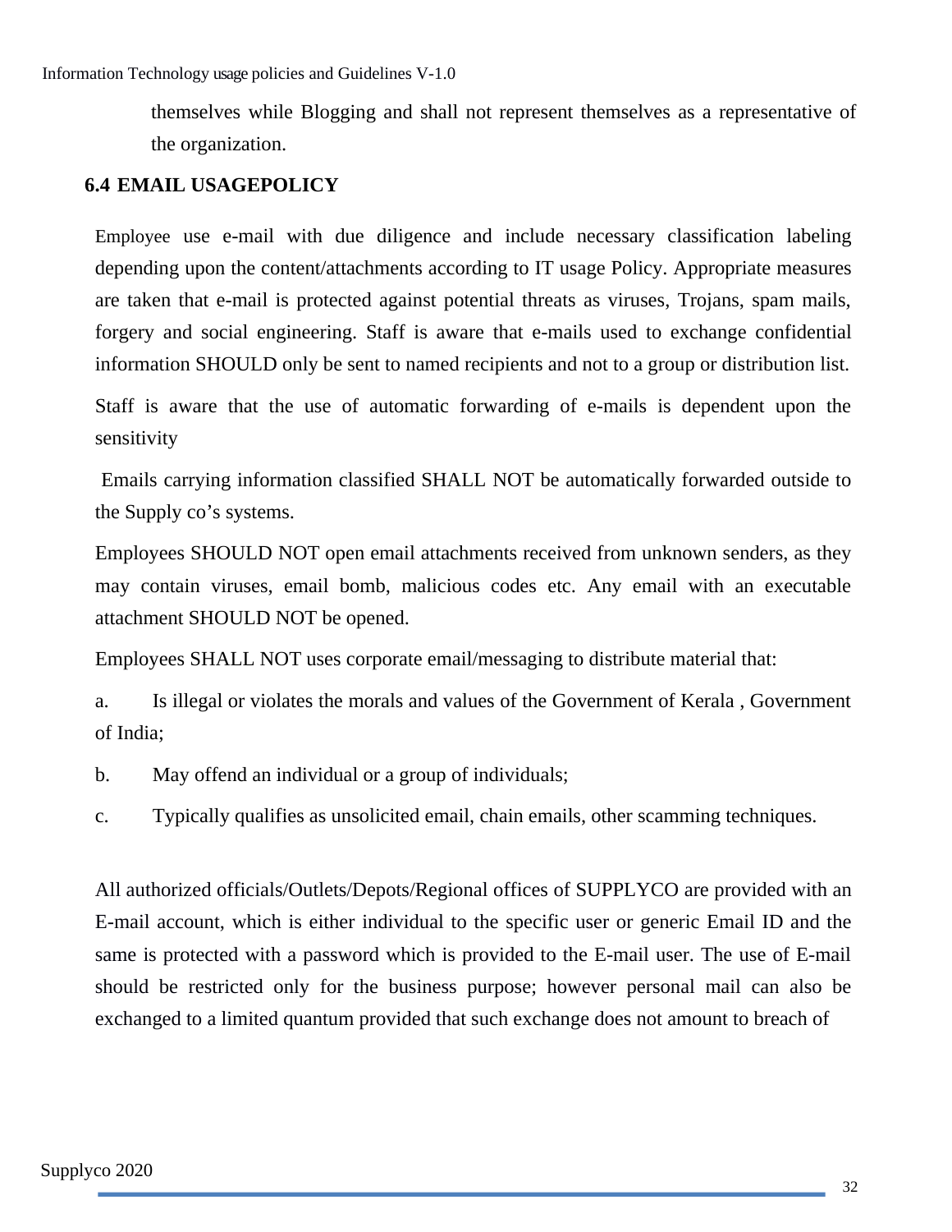themselves while Blogging and shall not represent themselves as a representative of the organization.

## 6.4 EMAIL USAGEPOLICY

Employee use e-mail with due diligence and include necessary classification labeling depending upon the content/attachments according to IT usage Policy. Appropriate measures are taken that e-mail is protected against potential threats as viruses, Trojans, spam mails, forgery and social engineering. Staff is aware that e-mails used to exchange confidential information SHOULD only be sent to named recipients and not to a group or distribution list.

Staff is aware that the use of automatic forwarding of e-mails is dependent upon the sensitivity

Emails carrying information classified SHALL NOT be automatically forwarded outside to the Supply co's systems.

Employees SHOULD NOT open email attachments received from unknown senders, as they may contain viruses, email bomb, malicious codes etc. Any email with an executable attachment SHOULD NOT be opened.

Employees SHALL NOT uses corporate email/messaging to distribute material that:

a. Is illegal or violates the morals and values of the Government of Kerala , Government of India;

b. May offend an individual or a group of individuals;

c. Typically qualifies as unsolicited email, chain emails, other scamming techniques.

All authorized officials/Outlets/Depots/Regional offices of SUPPLYCO are provided with an E-mail account, which is either individual to the specific user or generic Email ID and the same is protected with a password which is provided to the E-mail user. The use of E-mail should be restricted only for the business purpose; however personal mail can also be exchanged to a limited quantum provided that such exchange does not amount to breach of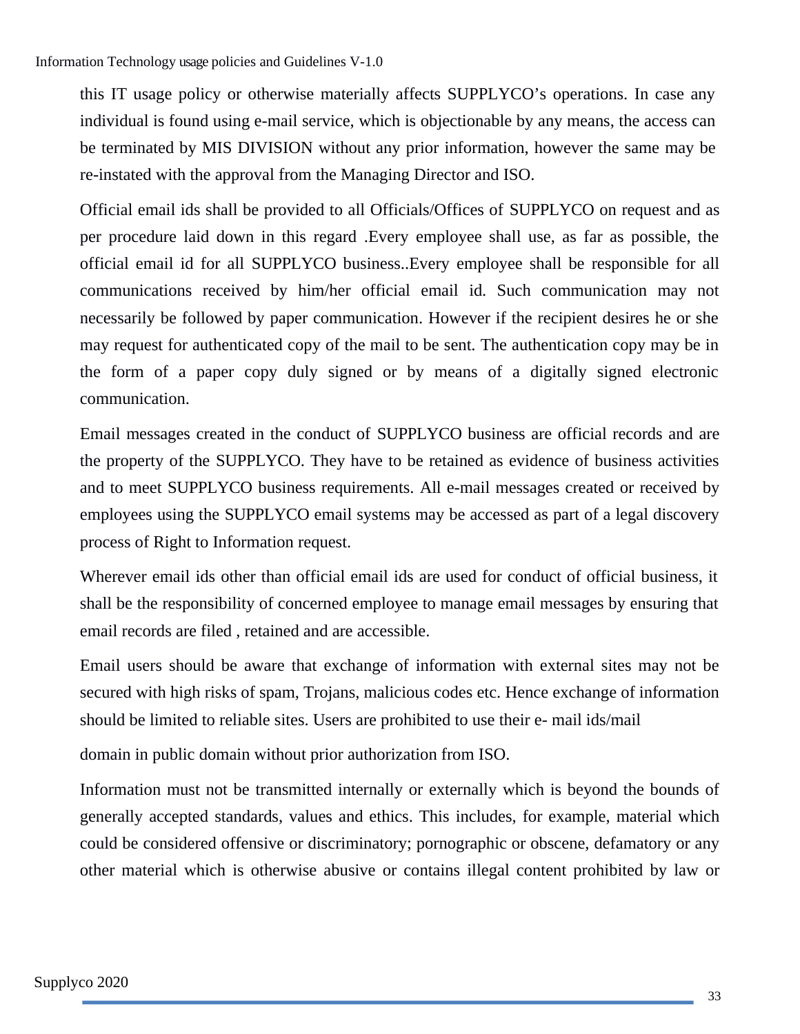this IT usage policy or otherwise materially affects SUPPLYCO's operations. In case any individual is found using e-mail service, which is objectionable by any means, the access can be terminated by MIS DIVISION without any prior information, however the same may be re-instated with the approval from the Managing Director and ISO.

Official email ids shall be provided to all Officials/Offices of SUPPLYCO on request and as per procedure laid down in this regard .Every employee shall use, as far as possible, the official email id for all SUPPLYCO business..Every employee shall be responsible for all communications received by him/her official email id. Such communication may not necessarily be followed by paper communication. However if the recipient desires he or she may request for authenticated copy of the mail to be sent. The authentication copy may be in the form of a paper copy duly signed or by means of a digitally signed electronic communication.

Email messages created in the conduct of SUPPLYCO business are official records and are the property of the SUPPLYCO. They have to be retained as evidence of business activities and to meet SUPPLYCO business requirements. All e-mail messages created or received by employees using the SUPPLYCO email systems may be accessed as part of a legal discovery process of Right to Information request.

Wherever email ids other than official email ids are used for conduct of official business, it shall be the responsibility of concerned employee to manage email messages by ensuring that email records are filed , retained and are accessible.

Email users should be aware that exchange of information with external sites may not be secured with high risks of spam, Trojans, malicious codes etc. Hence exchange of information should be limited to reliable sites. Users are prohibited to use their e- mail ids/mail

domain in public domain without prior authorization from ISO.

Information must not be transmitted internally or externally which is beyond the bounds of generally accepted standards, values and ethics. This includes, for example, material which could be considered offensive or discriminatory; pornographic or obscene, defamatory or any other material which is otherwise abusive or contains illegal content prohibited by law or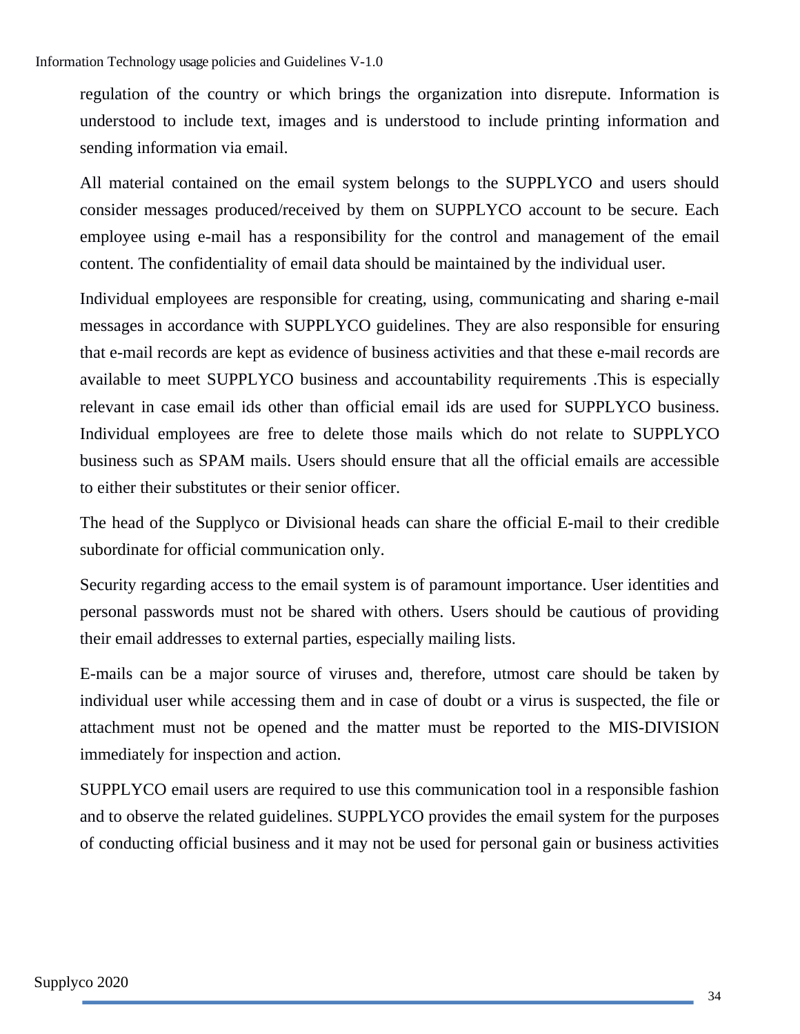regulation of the country or which brings the organization into disrepute. Information is understood to include text, images and is understood to include printing information and sending information via email.

All material contained on the email system belongs to the SUPPLYCO and users should consider messages produced/received by them on SUPPLYCO account to be secure. Each employee using e-mail has a responsibility for the control and management of the email content. The confidentiality of email data should be maintained by the individual user.

Individual employees are responsible for creating, using, communicating and sharing e-mail messages in accordance with SUPPLYCO guidelines. They are also responsible for ensuring that e-mail records are kept as evidence of business activities and that these e-mail records are available to meet SUPPLYCO business and accountability requirements .This is especially relevant in case email ids other than official email ids are used for SUPPLYCO business. Individual employees are free to delete those mails which do not relate to SUPPLYCO business such as SPAM mails. Users should ensure that all the official emails are accessible to either their substitutes or their senior officer.

The head of the Supplyco or Divisional heads can share the official E-mail to their credible subordinate for official communication only.

Security regarding access to the email system is of paramount importance. User identities and personal passwords must not be shared with others. Users should be cautious of providing their email addresses to external parties, especially mailing lists.

E-mails can be a major source of viruses and, therefore, utmost care should be taken by individual user while accessing them and in case of doubt or a virus is suspected, the file or attachment must not be opened and the matter must be reported to the MIS-DIVISION immediately for inspection and action.

SUPPLYCO email users are required to use this communication tool in a responsible fashion and to observe the related guidelines. SUPPLYCO provides the email system for the purposes of conducting official business and it may not be used for personal gain or business activities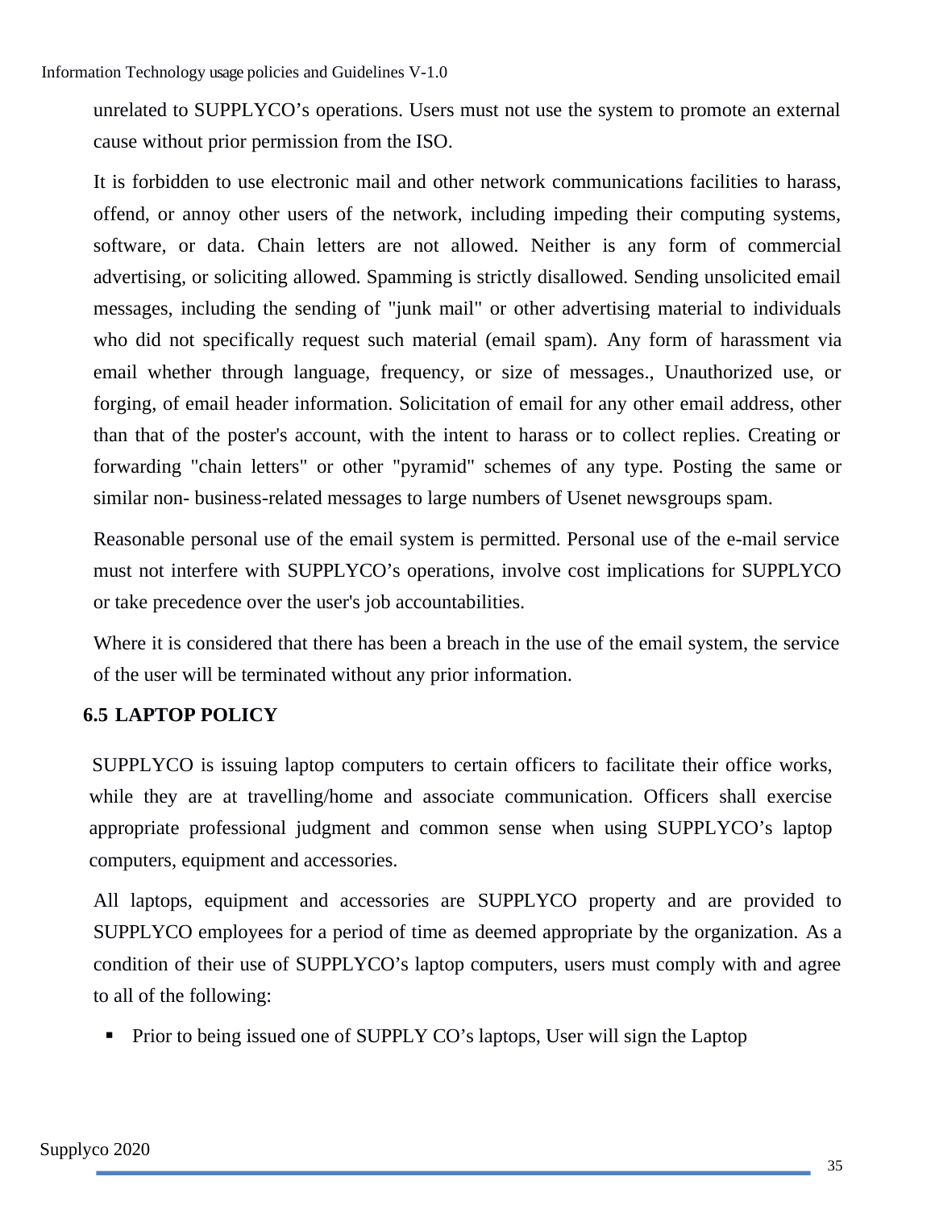unrelated to SUPPLYCO's operations. Users must not use the system to promote an external cause without prior permission from the ISO.

It is forbidden to use electronic mail and other network communications facilities to harass, offend, or annoy other users of the network, including impeding their computing systems, software, or data. Chain letters are not allowed. Neither is any form of commercial advertising, or soliciting allowed. Spamming is strictly disallowed. Sending unsolicited email messages, including the sending of "junk mail" or other advertising material to individuals who did not specifically request such material (email spam). Any form of harassment via email whether through language, frequency, or size of messages., Unauthorized use, or forging, of email header information. Solicitation of email for any other email address, other than that of the poster's account, with the intent to harass or to collect replies. Creating or forwarding "chain letters" or other "pyramid" schemes of any type. Posting the same or similar non- business-related messages to large numbers of Usenet newsgroups spam.

Reasonable personal use of the email system is permitted. Personal use of the e-mail service must not interfere with SUPPLYCO's operations, involve cost implications for SUPPLYCO or take precedence over the user's job accountabilities.

Where it is considered that there has been a breach in the use of the email system, the service of the user will be terminated without any prior information.

## 6.5 LAPTOP POLICY

SUPPLYCO is issuing laptop computers to certain officers to facilitate their office works, while they are at travelling/home and associate communication. Officers shall exercise appropriate professional judgment and common sense when using SUPPLYCO's laptop computers, equipment and accessories.

All laptops, equipment and accessories are SUPPLYCO property and are provided to SUPPLYCO employees for a period of time as deemed appropriate by the organization. As a condition of their use of SUPPLYCO's laptop computers, users must comply with and agree to all of the following:

- Prior to being issued one of SUPPLY CO's laptops, User will sign the Laptop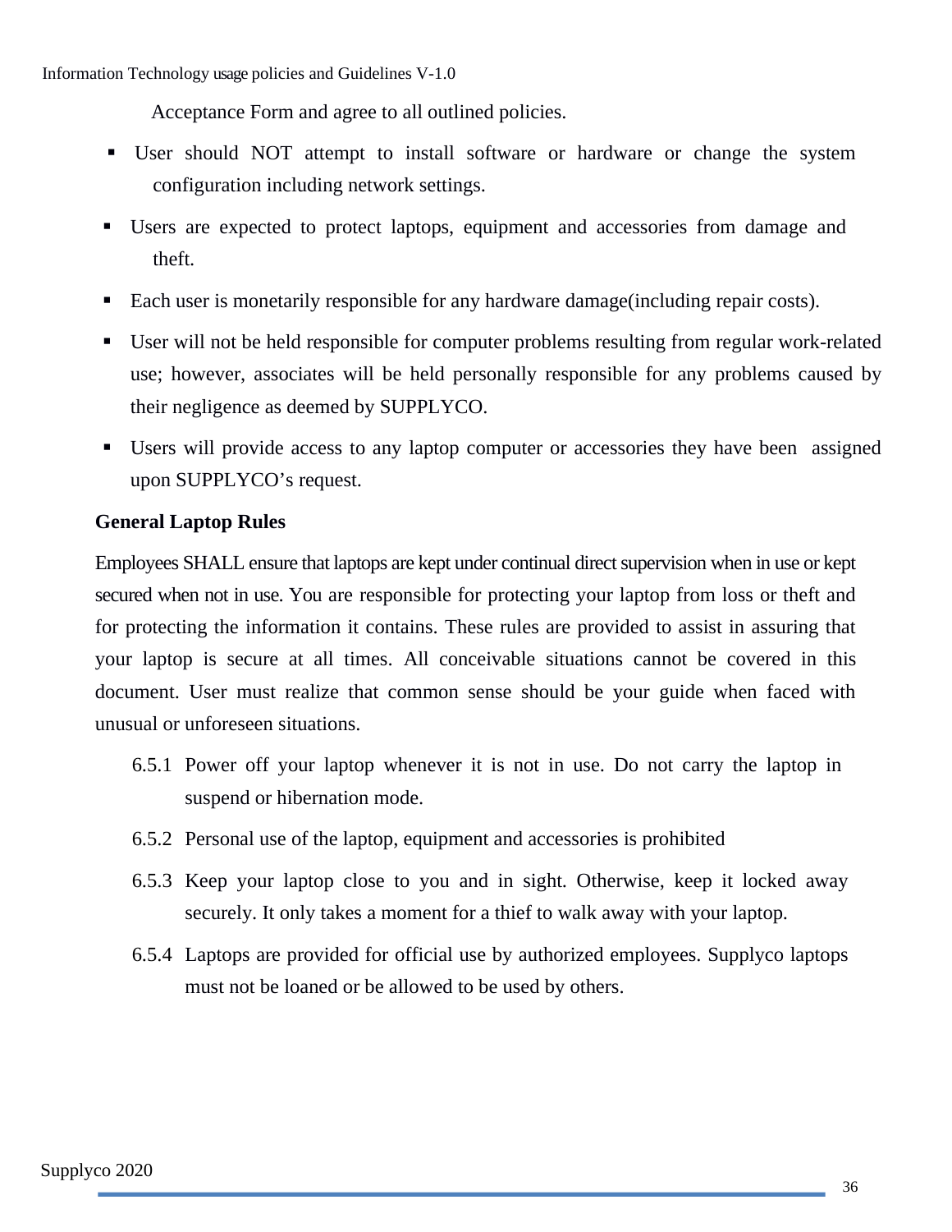Acceptance Form and agree to all outlined policies.

- User should NOT attempt to install software or hardware or change the system configuration including network settings.
- Users are expected to protect laptops, equipment and accessories from damage and theft.
- Each user is monetarily responsible for any hardware damage(including repair costs).
- User will not be held responsible for computer problems resulting from regular work-related use; however, associates will be held personally responsible for any problems caused by their negligence as deemed by SUPPLYCO.
- Users will provide access to any laptop computer or accessories they have been assigned upon SUPPLYCO's request.

**General Laptop Rules**

Employees SHALL ensure that laptops are kept under continual direct supervision when in use or kept secured when not in use. You are responsible for protecting your laptop from loss or theft and for protecting the information it contains. These rules are provided to assist in assuring that your laptop is secure at all times. All conceivable situations cannot be covered in this document. User must realize that common sense should be your guide when faced with unusual or unforeseen situations.

6.5.1 Power off your laptop whenever it is not in use. Do not carry the laptop in suspend or hibernation mode.

6.5.2 Personal use of the laptop, equipment and accessories is prohibited

6.5.3 Keep your laptop close to you and in sight. Otherwise, keep it locked away securely. It only takes a moment for a thief to walk away with your laptop.

6.5.4 Laptops are provided for official use by authorized employees. Supplyco laptops must not be loaned or be allowed to be used by others.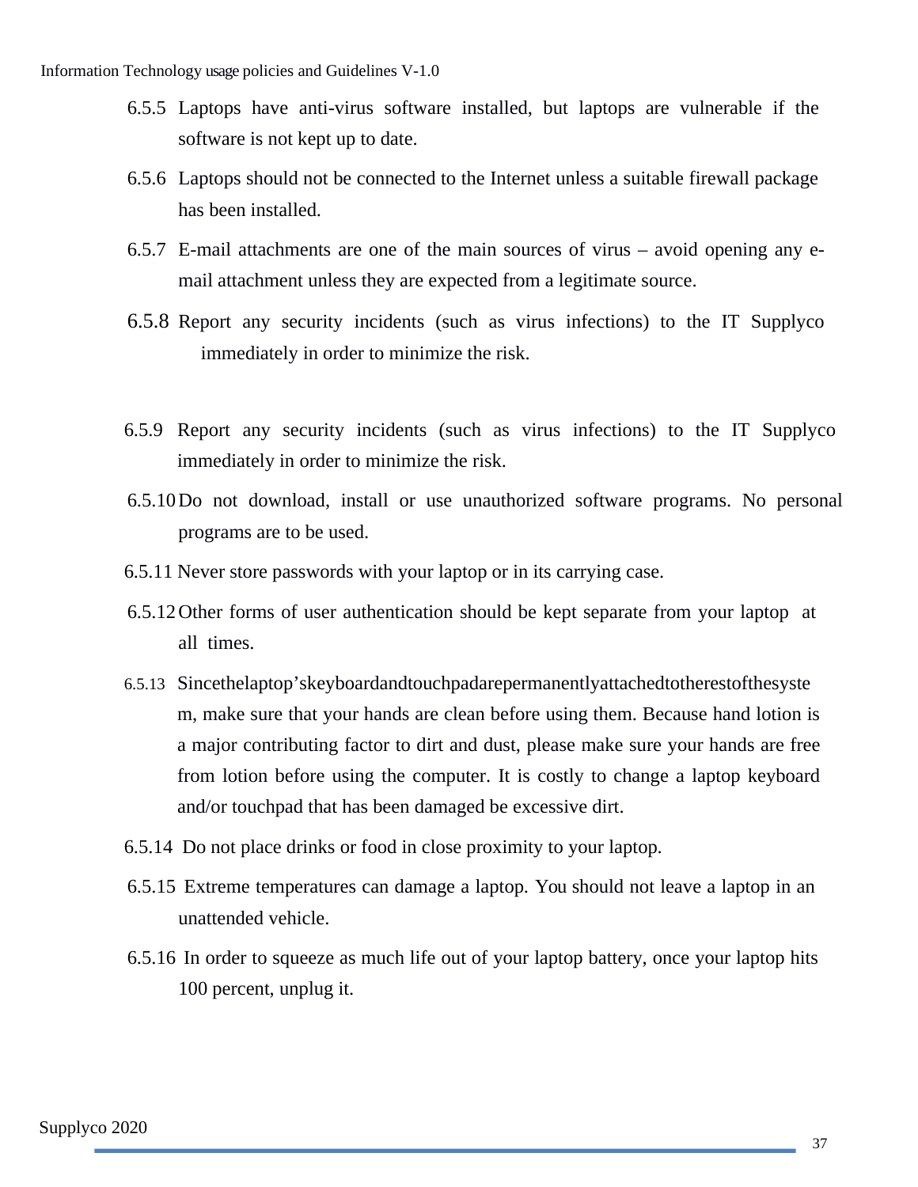6.5.5 Laptops have anti-virus software installed, but laptops are vulnerable if the software is not kept up to date.

6.5.6 Laptops should not be connected to the Internet unless a suitable firewall package has been installed.

6.5.7 E-mail attachments are one of the main sources of virus – avoid opening any e-mail attachment unless they are expected from a legitimate source.

6.5.8 Report any security incidents (such as virus infections) to the IT Supplyco immediately in order to minimize the risk.

6.5.9 Report any security incidents (such as virus infections) to the IT Supplyco immediately in order to minimize the risk.

6.5.10 Do not download, install or use unauthorized software programs. No personal programs are to be used.

6.5.11 Never store passwords with your laptop or in its carrying case.

6.5.12 Other forms of user authentication should be kept separate from your laptop at all times.

6.5.13 Sincethelaptop'skeyboardandtouchpadarepermanentlyattachedtotherestofthesystem, make sure that your hands are clean before using them. Because hand lotion is a major contributing factor to dirt and dust, please make sure your hands are free from lotion before using the computer. It is costly to change a laptop keyboard and/or touchpad that has been damaged be excessive dirt.

6.5.14 Do not place drinks or food in close proximity to your laptop.

6.5.15 Extreme temperatures can damage a laptop. You should not leave a laptop in an unattended vehicle.

6.5.16 In order to squeeze as much life out of your laptop battery, once your laptop hits 100 percent, unplug it.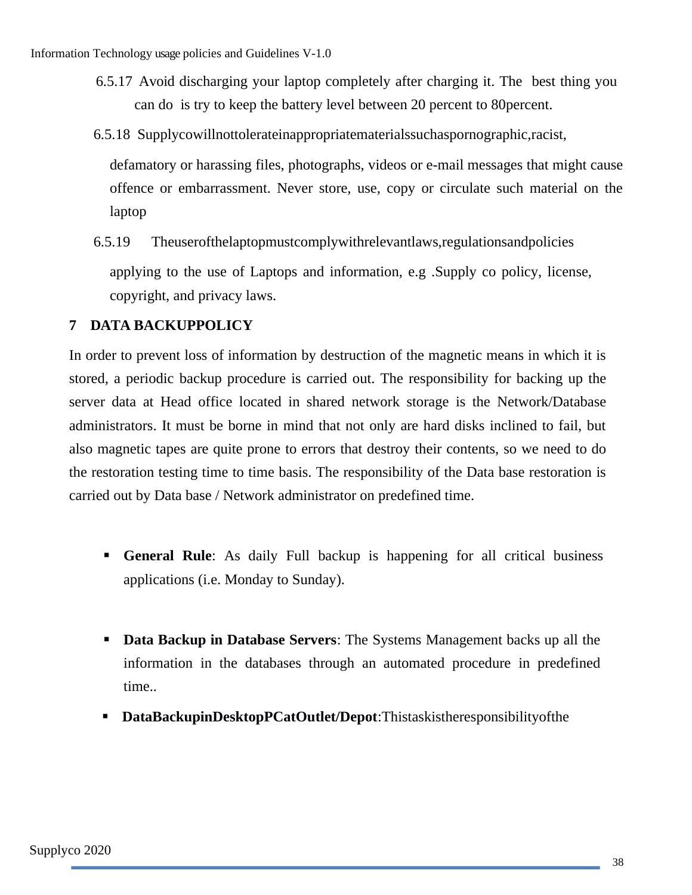6.5.17 Avoid discharging your laptop completely after charging it. The best thing you can do is try to keep the battery level between 20 percent to 80percent.

6.5.18 Supplycowillnottolerateinappropriatematerialssuchaspornographic,racist, defamatory or harassing files, photographs, videos or e-mail messages that might cause offence or embarrassment. Never store, use, copy or circulate such material on the laptop

6.5.19 Theuserofthelaptopmustcomplywithrelevantlaws,regulationsandpolicies applying to the use of Laptops and information, e.g .Supply co policy, license, copyright, and privacy laws.

## 7 DATA BACKUPPOLICY

In order to prevent loss of information by destruction of the magnetic means in which it is stored, a periodic backup procedure is carried out. The responsibility for backing up the server data at Head office located in shared network storage is the Network/Database administrators. It must be borne in mind that not only are hard disks inclined to fail, but also magnetic tapes are quite prone to errors that destroy their contents, so we need to do the restoration testing time to time basis. The responsibility of the Data base restoration is carried out by Data base / Network administrator on predefined time.

- **General Rule**: As daily Full backup is happening for all critical business applications (i.e. Monday to Sunday).

- **Data Backup in Database Servers**: The Systems Management backs up all the information in the databases through an automated procedure in predefined time..
- **DataBackupinDesktopPCatOutlet/Depot**:Thistaskistheresponsibilityofthe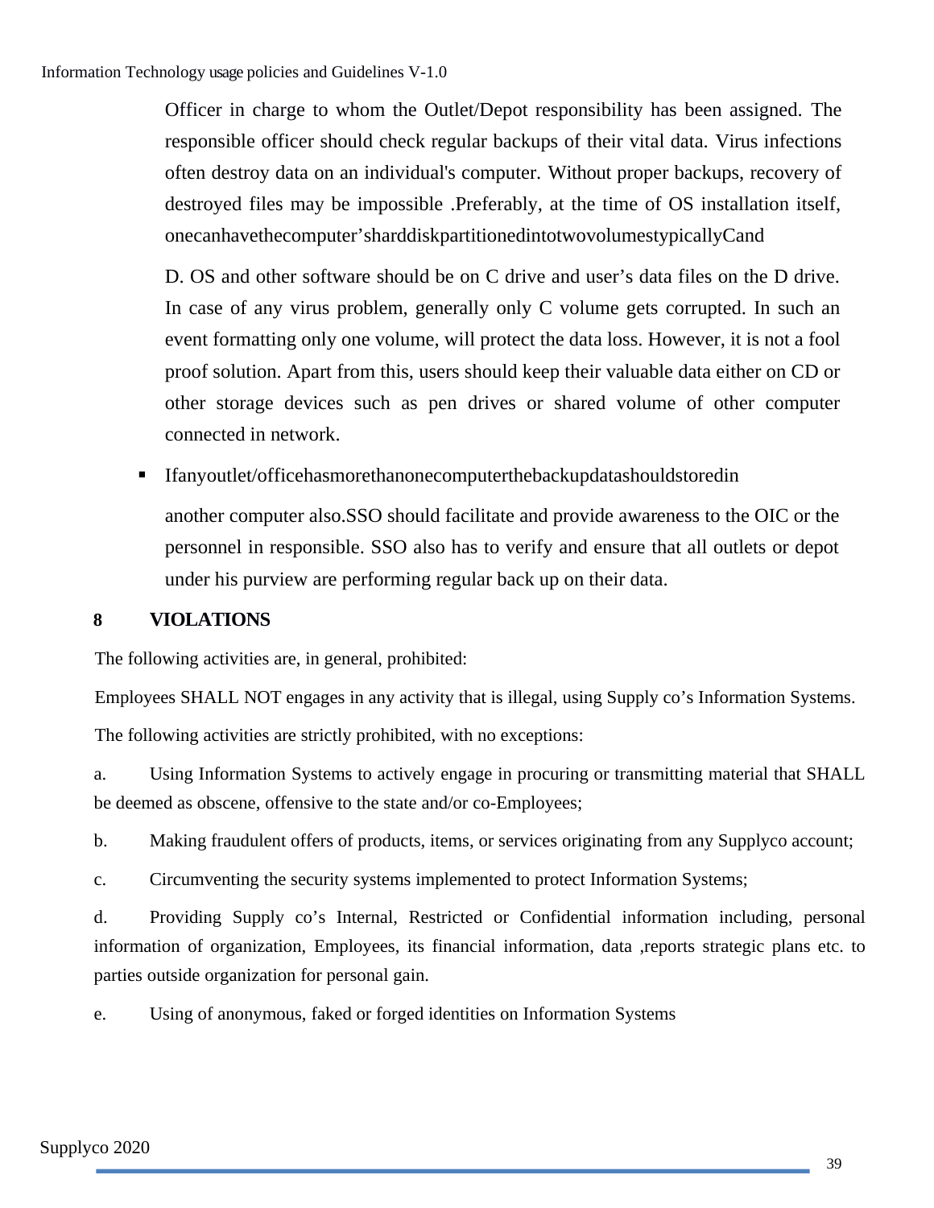Officer in charge to whom the Outlet/Depot responsibility has been assigned. The responsible officer should check regular backups of their vital data. Virus infections often destroy data on an individual's computer. Without proper backups, recovery of destroyed files may be impossible .Preferably, at the time of OS installation itself, onecanhavethecomputer'sharddiskpartitionedintotwovolumestypicallyCand

D. OS and other software should be on C drive and user's data files on the D drive. In case of any virus problem, generally only C volume gets corrupted. In such an event formatting only one volume, will protect the data loss. However, it is not a fool proof solution. Apart from this, users should keep their valuable data either on CD or other storage devices such as pen drives or shared volume of other computer connected in network.

- Ifanyoutlet/officehasmorethanonecomputerthebackupdatashouldstoredin

  another computer also.SSO should facilitate and provide awareness to the OIC or the personnel in responsible. SSO also has to verify and ensure that all outlets or depot under his purview are performing regular back up on their data.

## 8 VIOLATIONS

The following activities are, in general, prohibited:

Employees SHALL NOT engages in any activity that is illegal, using Supply co's Information Systems.

The following activities are strictly prohibited, with no exceptions:

a. Using Information Systems to actively engage in procuring or transmitting material that SHALL be deemed as obscene, offensive to the state and/or co-Employees;

b. Making fraudulent offers of products, items, or services originating from any Supplyco account;

c. Circumventing the security systems implemented to protect Information Systems;

d. Providing Supply co's Internal, Restricted or Confidential information including, personal information of organization, Employees, its financial information, data ,reports strategic plans etc. to parties outside organization for personal gain.

e. Using of anonymous, faked or forged identities on Information Systems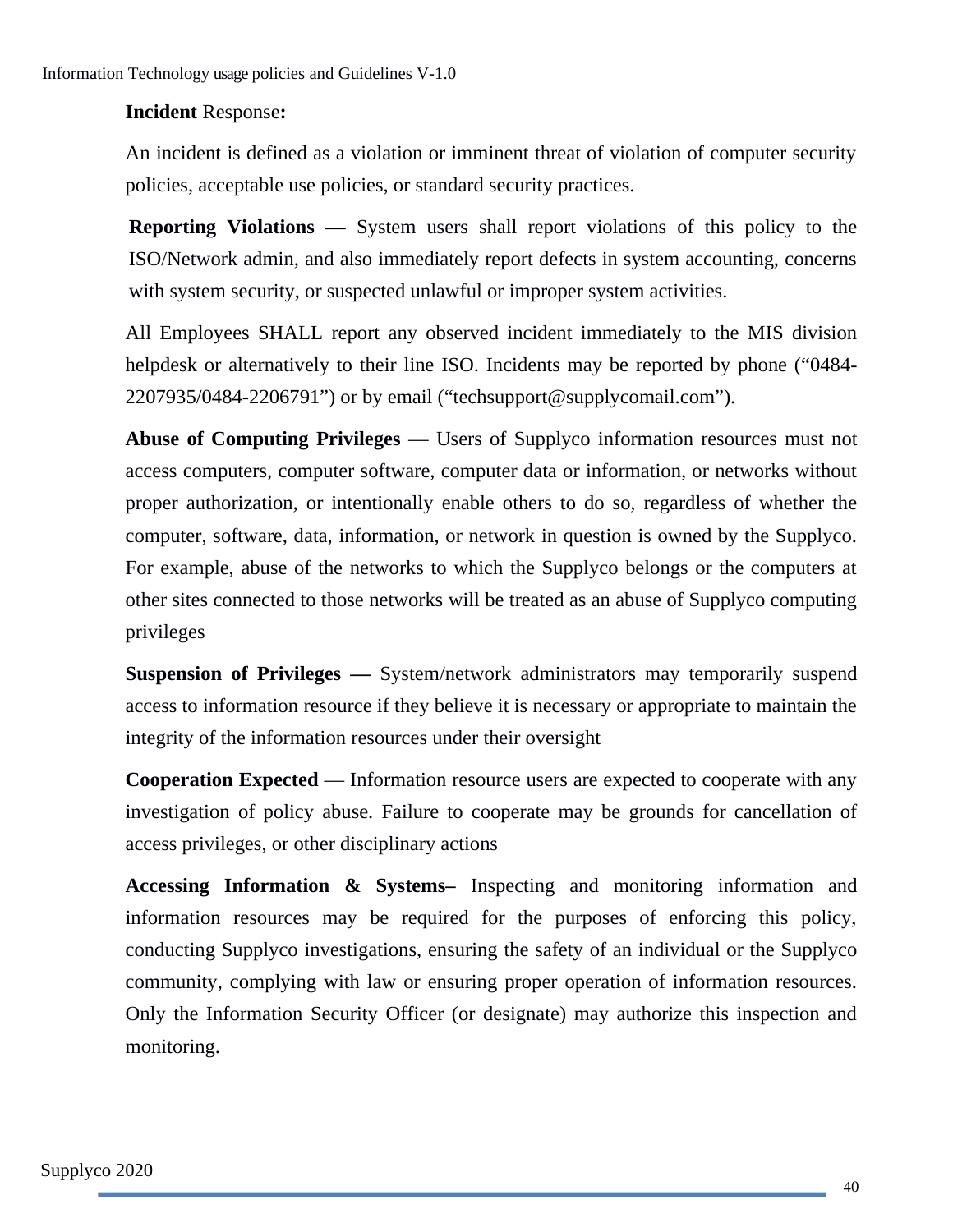**Incident** Response**:**

An incident is defined as a violation or imminent threat of violation of computer security policies, acceptable use policies, or standard security practices.

**Reporting Violations —** System users shall report violations of this policy to the ISO/Network admin, and also immediately report defects in system accounting, concerns with system security, or suspected unlawful or improper system activities.

All Employees SHALL report any observed incident immediately to the MIS division helpdesk or alternatively to their line ISO. Incidents may be reported by phone (“0484-2207935/0484-2206791”) or by email (“techsupport@supplycomail.com”).

**Abuse of Computing Privileges** — Users of Supplyco information resources must not access computers, computer software, computer data or information, or networks without proper authorization, or intentionally enable others to do so, regardless of whether the computer, software, data, information, or network in question is owned by the Supplyco. For example, abuse of the networks to which the Supplyco belongs or the computers at other sites connected to those networks will be treated as an abuse of Supplyco computing privileges

**Suspension of Privileges —** System/network administrators may temporarily suspend access to information resource if they believe it is necessary or appropriate to maintain the integrity of the information resources under their oversight

**Cooperation Expected** — Information resource users are expected to cooperate with any investigation of policy abuse. Failure to cooperate may be grounds for cancellation of access privileges, or other disciplinary actions

**Accessing Information & Systems–** Inspecting and monitoring information and information resources may be required for the purposes of enforcing this policy, conducting Supplyco investigations, ensuring the safety of an individual or the Supplyco community, complying with law or ensuring proper operation of information resources. Only the Information Security Officer (or designate) may authorize this inspection and monitoring.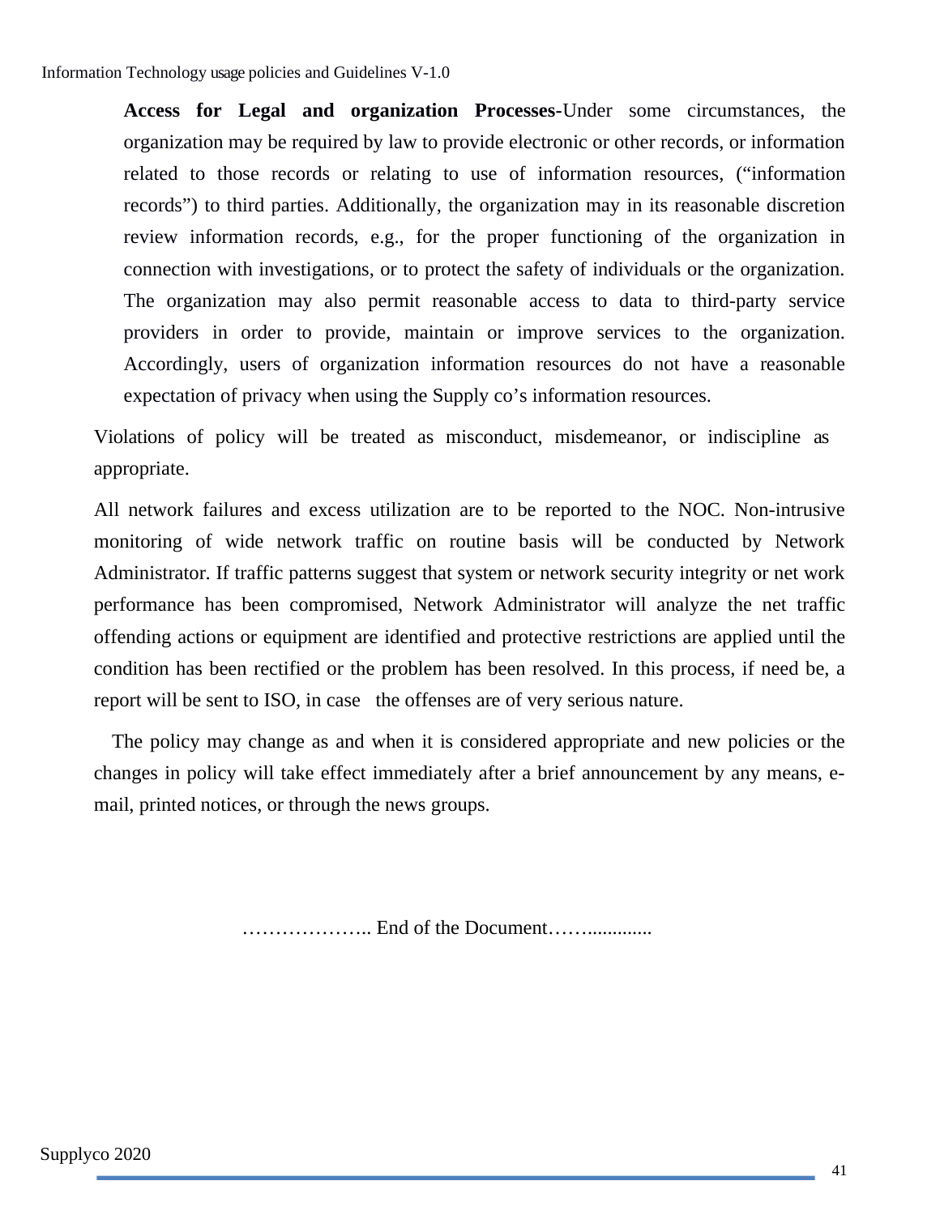**Access for Legal and organization Processes**-Under some circumstances, the organization may be required by law to provide electronic or other records, or information related to those records or relating to use of information resources, ("information records") to third parties. Additionally, the organization may in its reasonable discretion review information records, e.g., for the proper functioning of the organization in connection with investigations, or to protect the safety of individuals or the organization. The organization may also permit reasonable access to data to third-party service providers in order to provide, maintain or improve services to the organization. Accordingly, users of organization information resources do not have a reasonable expectation of privacy when using the Supply co's information resources.

Violations of policy will be treated as misconduct, misdemeanor, or indiscipline as appropriate.

All network failures and excess utilization are to be reported to the NOC. Non-intrusive monitoring of wide network traffic on routine basis will be conducted by Network Administrator. If traffic patterns suggest that system or network security integrity or net work performance has been compromised, Network Administrator will analyze the net traffic offending actions or equipment are identified and protective restrictions are applied until the condition has been rectified or the problem has been resolved. In this process, if need be, a report will be sent to ISO, in case the offenses are of very serious nature.

The policy may change as and when it is considered appropriate and new policies or the changes in policy will take effect immediately after a brief announcement by any means, e-mail, printed notices, or through the news groups.

……………….. End of the Document……............